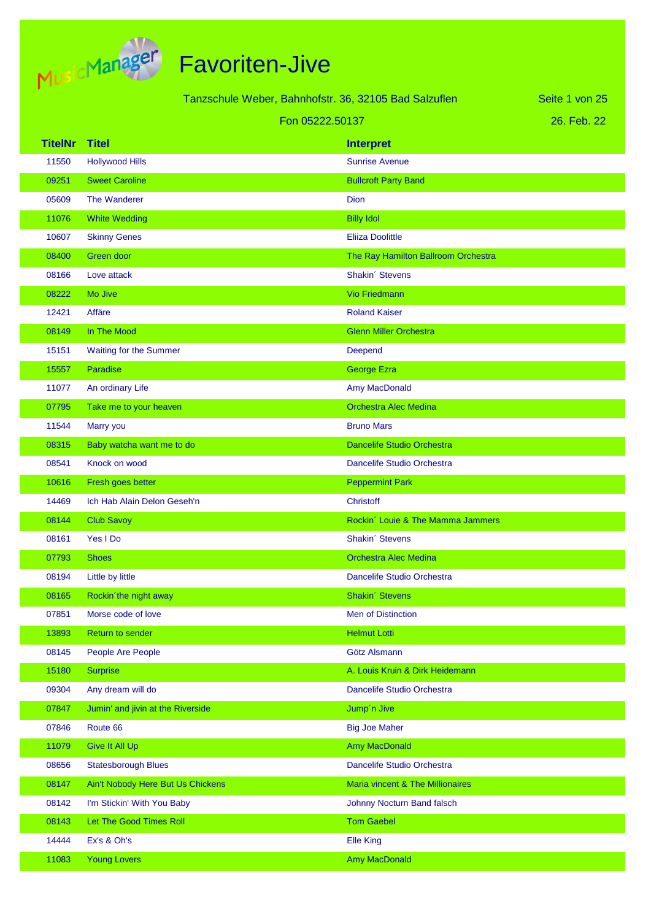# Favoriten-Jive

Tanzschule Weber, Bahnhofstr. 36, 32105 Bad Salzuflen

Fon 05222.50137

26. Feb. 22

| TitelNr | Titel | Interpret |
|---|---|---|
| 11550 | Hollywood Hills | Sunrise Avenue |
| 09251 | Sweet Caroline | Bullcroft Party Band |
| 05609 | The Wanderer | Dion |
| 11076 | White Wedding | Billy Idol |
| 10607 | Skinny Genes | Eliiza Doolittle |
| 08400 | Green door | The Ray Hamilton Ballroom Orchestra |
| 08166 | Love attack | Shakin´ Stevens |
| 08222 | Mo Jive | Vio Friedmann |
| 12421 | Affäre | Roland Kaiser |
| 08149 | In The Mood | Glenn Miller Orchestra |
| 15151 | Waiting for the Summer | Deepend |
| 15557 | Paradise | George Ezra |
| 11077 | An ordinary Life | Amy MacDonald |
| 07795 | Take me to your heaven | Orchestra Alec Medina |
| 11544 | Marry you | Bruno Mars |
| 08315 | Baby watcha want me to do | Dancelife Studio Orchestra |
| 08541 | Knock on wood | Dancelife Studio Orchestra |
| 10616 | Fresh goes better | Peppermint Park |
| 14469 | Ich Hab Alain Delon Geseh'n | Christoff |
| 08144 | Club Savoy | Rockin´ Louie & The Mamma Jammers |
| 08161 | Yes I Do | Shakin´ Stevens |
| 07793 | Shoes | Orchestra Alec Medina |
| 08194 | Little by little | Dancelife Studio Orchestra |
| 08165 | Rockin´the night away | Shakin´ Stevens |
| 07851 | Morse code of love | Men of Distinction |
| 13893 | Return to sender | Helmut Lotti |
| 08145 | People Are People | Götz Alsmann |
| 15180 | Surprise | A. Louis Kruin & Dirk Heidemann |
| 09304 | Any dream will do | Dancelife Studio Orchestra |
| 07847 | Jumin' and jivin at the Riverside | Jump´n Jive |
| 07846 | Route 66 | Big Joe Maher |
| 11079 | Give It All Up | Amy MacDonald |
| 08656 | Statesborough Blues | Dancelife Studio Orchestra |
| 08147 | Ain't Nobody Here But Us Chickens | Maria vincent & The Millionaires |
| 08142 | I'm Stickin' With You Baby | Johnny Nocturn Band falsch |
| 08143 | Let The Good Times Roll | Tom Gaebel |
| 14444 | Ex's & Oh's | Elle King |
| 11083 | Young Lovers | Amy MacDonald |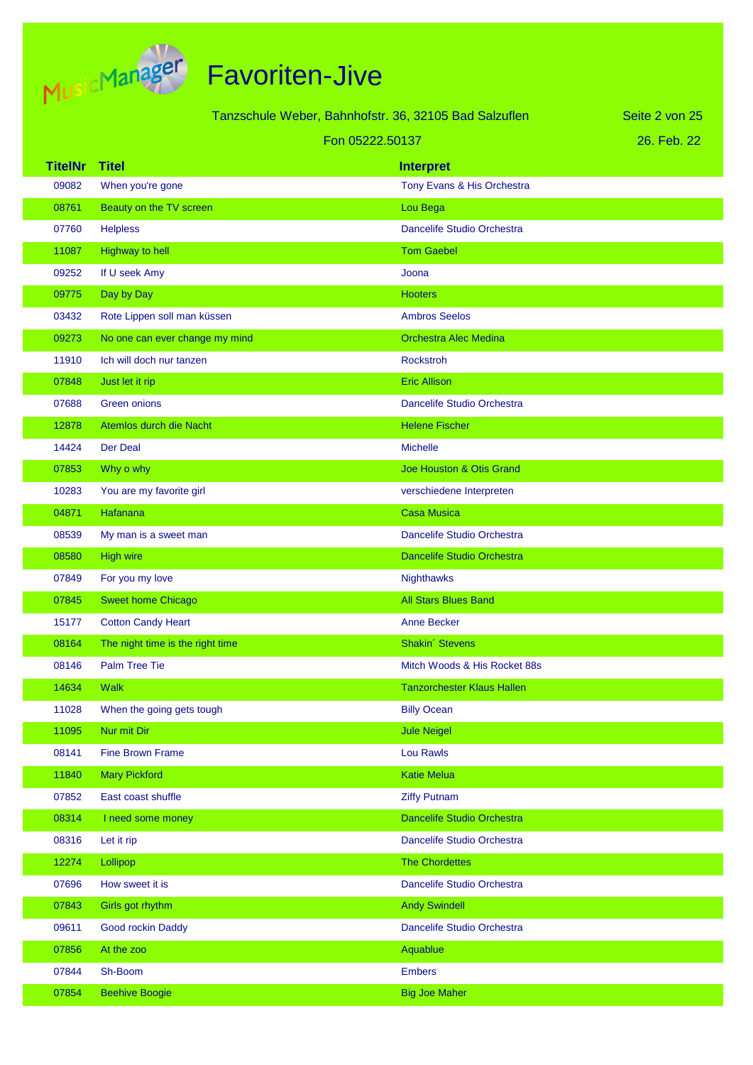# Favoriten-Jive

Tanzschule Weber, Bahnhofstr. 36, 32105 Bad Salzuflen

Fon 05222.50137

26. Feb. 22

| TitelNr | Titel | Interpret |
|---|---|---|
| 09082 | When you're gone | Tony Evans & His Orchestra |
| 08761 | Beauty on the TV screen | Lou Bega |
| 07760 | Helpless | Dancelife Studio Orchestra |
| 11087 | Highway to hell | Tom Gaebel |
| 09252 | If U seek Amy | Joona |
| 09775 | Day by Day | Hooters |
| 03432 | Rote Lippen soll man küssen | Ambros Seelos |
| 09273 | No one can ever change my mind | Orchestra Alec Medina |
| 11910 | Ich will doch nur tanzen | Rockstroh |
| 07848 | Just let it rip | Eric Allison |
| 07688 | Green onions | Dancelife Studio Orchestra |
| 12878 | Atemlos durch die Nacht | Helene Fischer |
| 14424 | Der Deal | Michelle |
| 07853 | Why o why | Joe Houston & Otis Grand |
| 10283 | You are my favorite girl | verschiedene Interpreten |
| 04871 | Hafanana | Casa Musica |
| 08539 | My man is a sweet man | Dancelife Studio Orchestra |
| 08580 | High wire | Dancelife Studio Orchestra |
| 07849 | For you my love | Nighthawks |
| 07845 | Sweet home Chicago | All Stars Blues Band |
| 15177 | Cotton Candy Heart | Anne Becker |
| 08164 | The night time is the right time | Shakin´ Stevens |
| 08146 | Palm Tree Tie | Mitch Woods & His Rocket 88s |
| 14634 | Walk | Tanzorchester Klaus Hallen |
| 11028 | When the going gets tough | Billy Ocean |
| 11095 | Nur mit Dir | Jule Neigel |
| 08141 | Fine Brown Frame | Lou Rawls |
| 11840 | Mary Pickford | Katie Melua |
| 07852 | East coast shuffle | Ziffy Putnam |
| 08314 | I need some money | Dancelife Studio Orchestra |
| 08316 | Let it rip | Dancelife Studio Orchestra |
| 12274 | Lollipop | The Chordettes |
| 07696 | How sweet it is | Dancelife Studio Orchestra |
| 07843 | Girls got rhythm | Andy Swindell |
| 09611 | Good rockin Daddy | Dancelife Studio Orchestra |
| 07856 | At the zoo | Aquablue |
| 07844 | Sh-Boom | Embers |
| 07854 | Beehive Boogie | Big Joe Maher |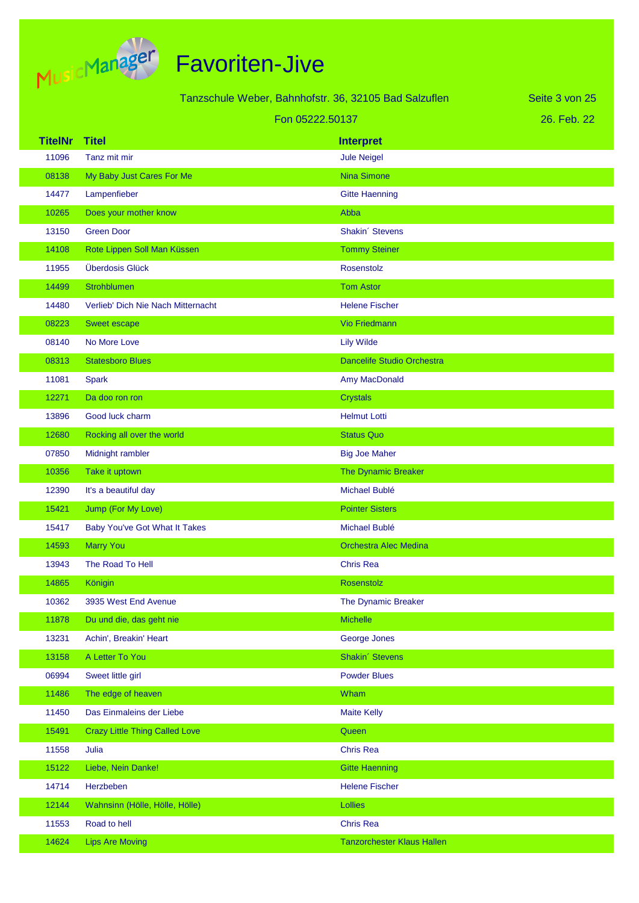# Favoriten-Jive

Tanzschule Weber, Bahnhofstr. 36, 32105 Bad Salzuflen

Fon 05222.50137

26. Feb. 22

| TitelNr | Titel | Interpret |
|---|---|---|
| 11096 | Tanz mit mir | Jule Neigel |
| 08138 | My Baby Just Cares For Me | Nina Simone |
| 14477 | Lampenfieber | Gitte Haenning |
| 10265 | Does your mother know | Abba |
| 13150 | Green Door | Shakin´ Stevens |
| 14108 | Rote Lippen Soll Man Küssen | Tommy Steiner |
| 11955 | Überdosis Glück | Rosenstolz |
| 14499 | Strohblumen | Tom Astor |
| 14480 | Verlieb' Dich Nie Nach Mitternacht | Helene Fischer |
| 08223 | Sweet escape | Vio Friedmann |
| 08140 | No More Love | Lily Wilde |
| 08313 | Statesboro Blues | Dancelife Studio Orchestra |
| 11081 | Spark | Amy MacDonald |
| 12271 | Da doo ron ron | Crystals |
| 13896 | Good luck charm | Helmut Lotti |
| 12680 | Rocking all over the world | Status Quo |
| 07850 | Midnight rambler | Big Joe Maher |
| 10356 | Take it uptown | The Dynamic Breaker |
| 12390 | It's a beautiful day | Michael Bublé |
| 15421 | Jump (For My Love) | Pointer Sisters |
| 15417 | Baby You've Got What It Takes | Michael Bublé |
| 14593 | Marry You | Orchestra Alec Medina |
| 13943 | The Road To Hell | Chris Rea |
| 14865 | Königin | Rosenstolz |
| 10362 | 3935 West End Avenue | The Dynamic Breaker |
| 11878 | Du und die, das geht nie | Michelle |
| 13231 | Achin', Breakin' Heart | George Jones |
| 13158 | A Letter To You | Shakin´ Stevens |
| 06994 | Sweet little girl | Powder Blues |
| 11486 | The edge of heaven | Wham |
| 11450 | Das Einmaleins der Liebe | Maite Kelly |
| 15491 | Crazy Little Thing Called Love | Queen |
| 11558 | Julia | Chris Rea |
| 15122 | Liebe, Nein Danke! | Gitte Haenning |
| 14714 | Herzbeben | Helene Fischer |
| 12144 | Wahnsinn (Hölle, Hölle, Hölle) | Lollies |
| 11553 | Road to hell | Chris Rea |
| 14624 | Lips Are Moving | Tanzorchester Klaus Hallen |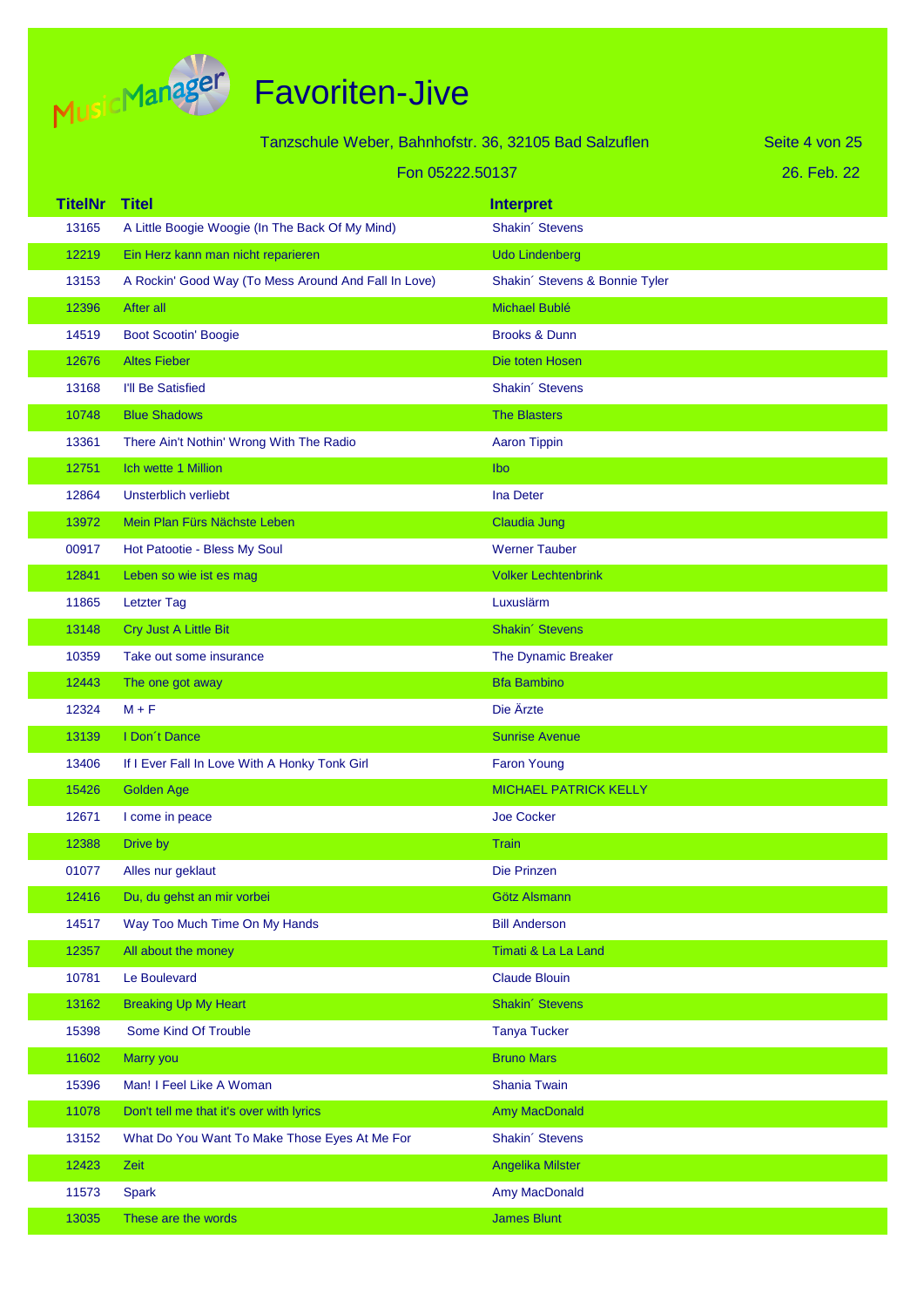# Favoriten-Jive

Tanzschule Weber, Bahnhofstr. 36, 32105 Bad Salzuflen

Fon 05222.50137

26. Feb. 22

| TitelNr | Titel | Interpret |
|---|---|---|
| 13165 | A Little Boogie Woogie (In The Back Of My Mind) | Shakin´ Stevens |
| 12219 | Ein Herz kann man nicht reparieren | Udo Lindenberg |
| 13153 | A Rockin' Good Way (To Mess Around And Fall In Love) | Shakin´ Stevens & Bonnie Tyler |
| 12396 | After all | Michael Bublé |
| 14519 | Boot Scootin' Boogie | Brooks & Dunn |
| 12676 | Altes Fieber | Die toten Hosen |
| 13168 | I'll Be Satisfied | Shakin´ Stevens |
| 10748 | Blue Shadows | The Blasters |
| 13361 | There Ain't Nothin' Wrong With The Radio | Aaron Tippin |
| 12751 | Ich wette 1 Million | Ibo |
| 12864 | Unsterblich verliebt | Ina Deter |
| 13972 | Mein Plan Fürs Nächste Leben | Claudia Jung |
| 00917 | Hot Patootie - Bless My Soul | Werner Tauber |
| 12841 | Leben so wie ist es mag | Volker Lechtenbrink |
| 11865 | Letzter Tag | Luxuslärm |
| 13148 | Cry Just A Little Bit | Shakin´ Stevens |
| 10359 | Take out some insurance | The Dynamic Breaker |
| 12443 | The one got away | Bfa Bambino |
| 12324 | M + F | Die Ärzte |
| 13139 | I Don´t Dance | Sunrise Avenue |
| 13406 | If I Ever Fall In Love With A Honky Tonk Girl | Faron Young |
| 15426 | Golden Age | MICHAEL PATRICK KELLY |
| 12671 | I come in peace | Joe Cocker |
| 12388 | Drive by | Train |
| 01077 | Alles nur geklaut | Die Prinzen |
| 12416 | Du, du gehst an mir vorbei | Götz Alsmann |
| 14517 | Way Too Much Time On My Hands | Bill Anderson |
| 12357 | All about the money | Timati & La La Land |
| 10781 | Le Boulevard | Claude Blouin |
| 13162 | Breaking Up My Heart | Shakin´ Stevens |
| 15398 | Some Kind Of Trouble | Tanya Tucker |
| 11602 | Marry you | Bruno Mars |
| 15396 | Man! I Feel Like A Woman | Shania Twain |
| 11078 | Don't tell me that it's over with lyrics | Amy MacDonald |
| 13152 | What Do You Want To Make Those Eyes At Me For | Shakin´ Stevens |
| 12423 | Zeit | Angelika Milster |
| 11573 | Spark | Amy MacDonald |
| 13035 | These are the words | James Blunt |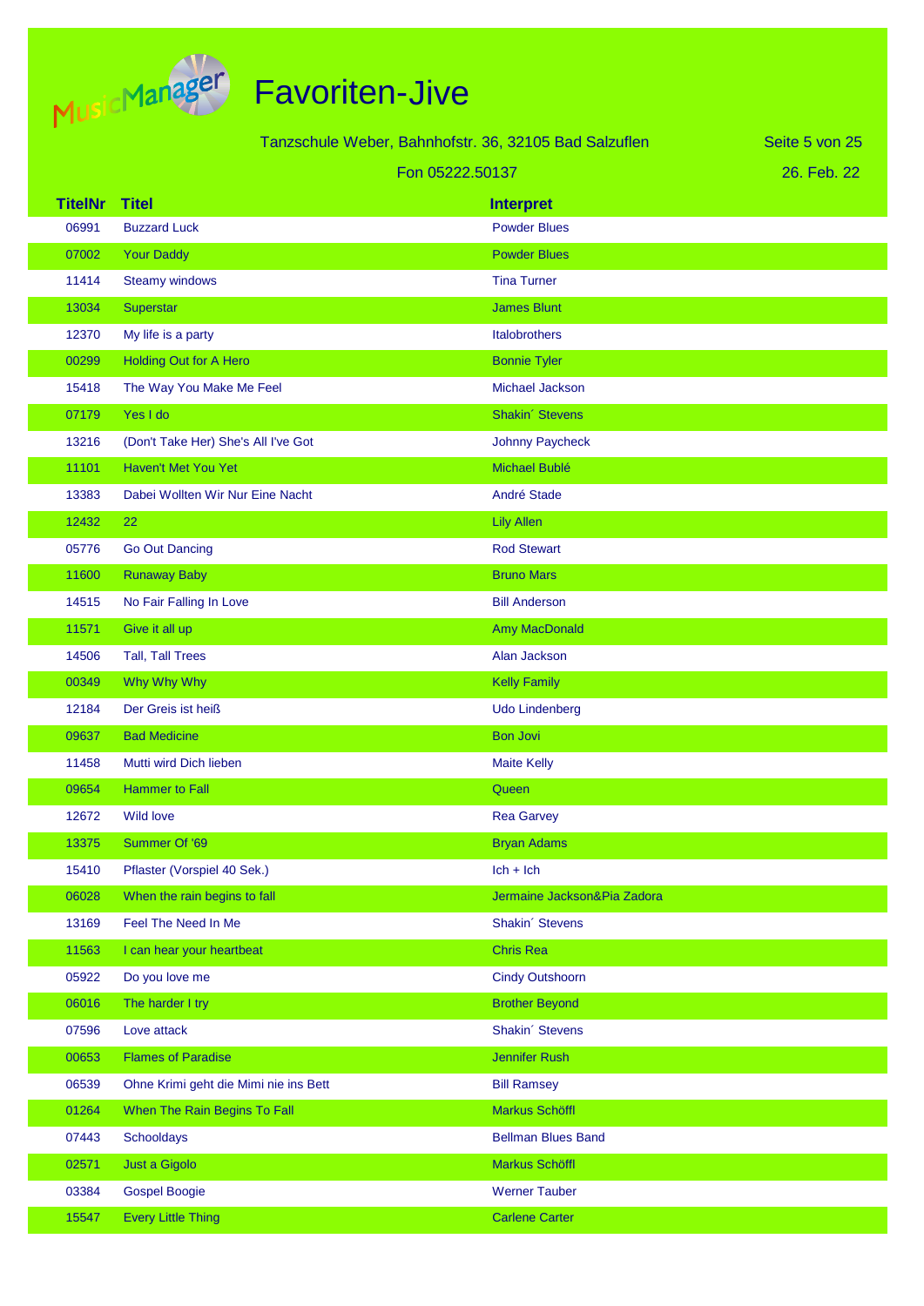# Favoriten-Jive

Tanzschule Weber, Bahnhofstr. 36, 32105 Bad Salzuflen

Fon 05222.50137

26. Feb. 22

| TitelNr | Titel | Interpret |
|---|---|---|
| 06991 | Buzzard Luck | Powder Blues |
| 07002 | Your Daddy | Powder Blues |
| 11414 | Steamy windows | Tina Turner |
| 13034 | Superstar | James Blunt |
| 12370 | My life is a party | Italobrothers |
| 00299 | Holding Out for A Hero | Bonnie Tyler |
| 15418 | The Way You Make Me Feel | Michael Jackson |
| 07179 | Yes I do | Shakin´ Stevens |
| 13216 | (Don't Take Her) She's All I've Got | Johnny Paycheck |
| 11101 | Haven't Met You Yet | Michael Bublé |
| 13383 | Dabei Wollten Wir Nur Eine Nacht | André Stade |
| 12432 | 22 | Lily Allen |
| 05776 | Go Out Dancing | Rod Stewart |
| 11600 | Runaway Baby | Bruno Mars |
| 14515 | No Fair Falling In Love | Bill Anderson |
| 11571 | Give it all up | Amy MacDonald |
| 14506 | Tall, Tall Trees | Alan Jackson |
| 00349 | Why Why Why | Kelly Family |
| 12184 | Der Greis ist heiß | Udo Lindenberg |
| 09637 | Bad Medicine | Bon Jovi |
| 11458 | Mutti wird Dich lieben | Maite Kelly |
| 09654 | Hammer to Fall | Queen |
| 12672 | Wild love | Rea Garvey |
| 13375 | Summer Of '69 | Bryan Adams |
| 15410 | Pflaster (Vorspiel 40 Sek.) | Ich + Ich |
| 06028 | When the rain begins to fall | Jermaine Jackson&Pia Zadora |
| 13169 | Feel The Need In Me | Shakin´ Stevens |
| 11563 | I can hear your heartbeat | Chris Rea |
| 05922 | Do you love me | Cindy Outshoorn |
| 06016 | The harder I try | Brother Beyond |
| 07596 | Love attack | Shakin´ Stevens |
| 00653 | Flames of Paradise | Jennifer Rush |
| 06539 | Ohne Krimi geht die Mimi nie ins Bett | Bill Ramsey |
| 01264 | When The Rain Begins To Fall | Markus Schöffl |
| 07443 | Schooldays | Bellman Blues Band |
| 02571 | Just a Gigolo | Markus Schöffl |
| 03384 | Gospel Boogie | Werner Tauber |
| 15547 | Every Little Thing | Carlene Carter |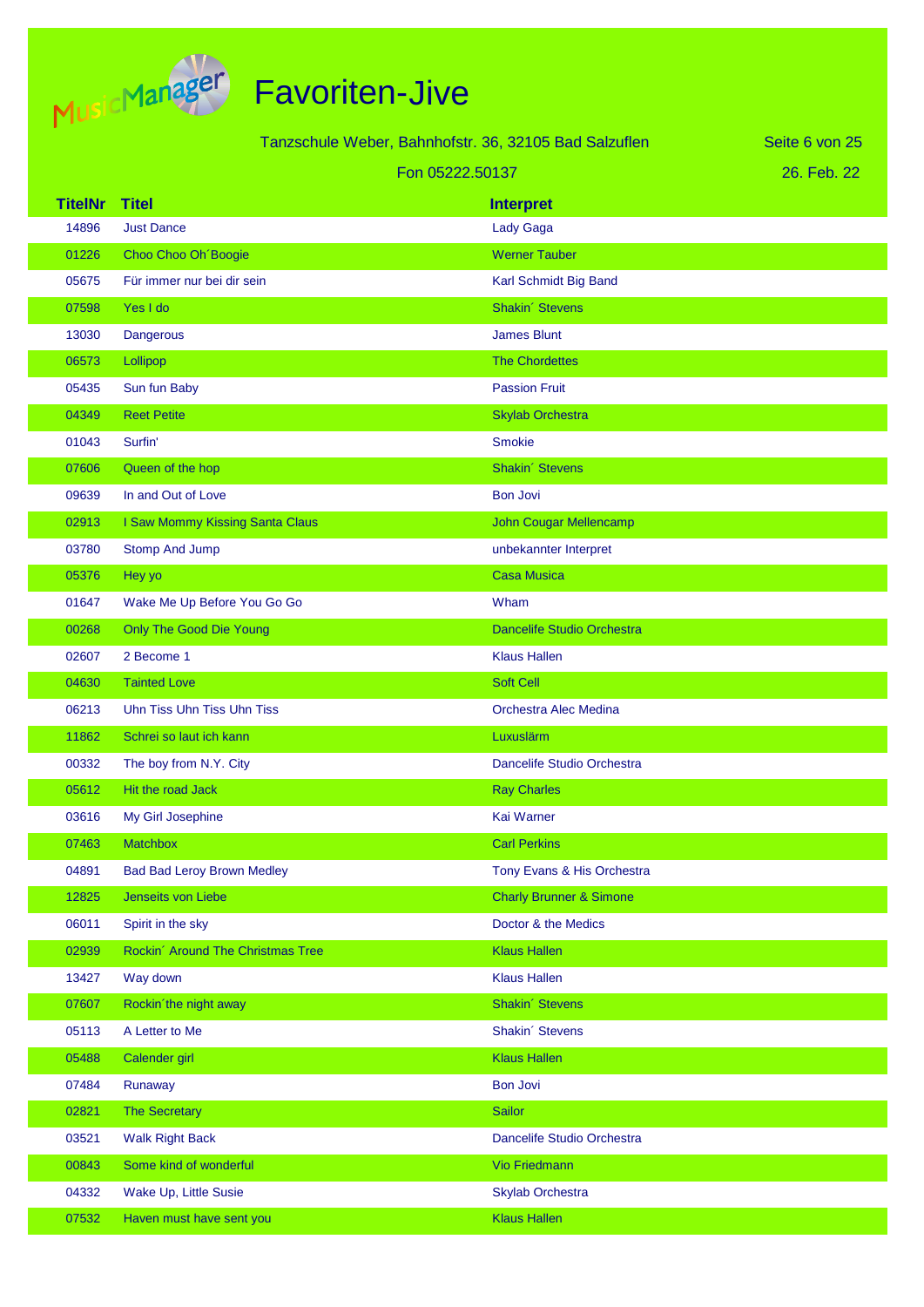# Favoriten-Jive

Tanzschule Weber, Bahnhofstr. 36, 32105 Bad Salzuflen

Fon 05222.50137

26. Feb. 22

| TitelNr | Titel | Interpret |
|---|---|---|
| 14896 | Just Dance | Lady Gaga |
| 01226 | Choo Choo Oh´Boogie | Werner Tauber |
| 05675 | Für immer nur bei dir sein | Karl Schmidt Big Band |
| 07598 | Yes I do | Shakin´ Stevens |
| 13030 | Dangerous | James Blunt |
| 06573 | Lollipop | The Chordettes |
| 05435 | Sun fun Baby | Passion Fruit |
| 04349 | Reet Petite | Skylab Orchestra |
| 01043 | Surfin' | Smokie |
| 07606 | Queen of the hop | Shakin´ Stevens |
| 09639 | In and Out of Love | Bon Jovi |
| 02913 | I Saw Mommy Kissing Santa Claus | John Cougar Mellencamp |
| 03780 | Stomp And Jump | unbekannter Interpret |
| 05376 | Hey yo | Casa Musica |
| 01647 | Wake Me Up Before You Go Go | Wham |
| 00268 | Only The Good Die Young | Dancelife Studio Orchestra |
| 02607 | 2 Become 1 | Klaus Hallen |
| 04630 | Tainted Love | Soft Cell |
| 06213 | Uhn Tiss Uhn Tiss Uhn Tiss | Orchestra Alec Medina |
| 11862 | Schrei so laut ich kann | Luxuslärm |
| 00332 | The boy from N.Y. City | Dancelife Studio Orchestra |
| 05612 | Hit the road Jack | Ray Charles |
| 03616 | My Girl Josephine | Kai Warner |
| 07463 | Matchbox | Carl Perkins |
| 04891 | Bad Bad Leroy Brown Medley | Tony Evans & His Orchestra |
| 12825 | Jenseits von Liebe | Charly Brunner & Simone |
| 06011 | Spirit in the sky | Doctor & the Medics |
| 02939 | Rockin´ Around The Christmas Tree | Klaus Hallen |
| 13427 | Way down | Klaus Hallen |
| 07607 | Rockin´the night away | Shakin´ Stevens |
| 05113 | A Letter to Me | Shakin´ Stevens |
| 05488 | Calender girl | Klaus Hallen |
| 07484 | Runaway | Bon Jovi |
| 02821 | The Secretary | Sailor |
| 03521 | Walk Right Back | Dancelife Studio Orchestra |
| 00843 | Some kind of wonderful | Vio Friedmann |
| 04332 | Wake Up, Little Susie | Skylab Orchestra |
| 07532 | Haven must have sent you | Klaus Hallen |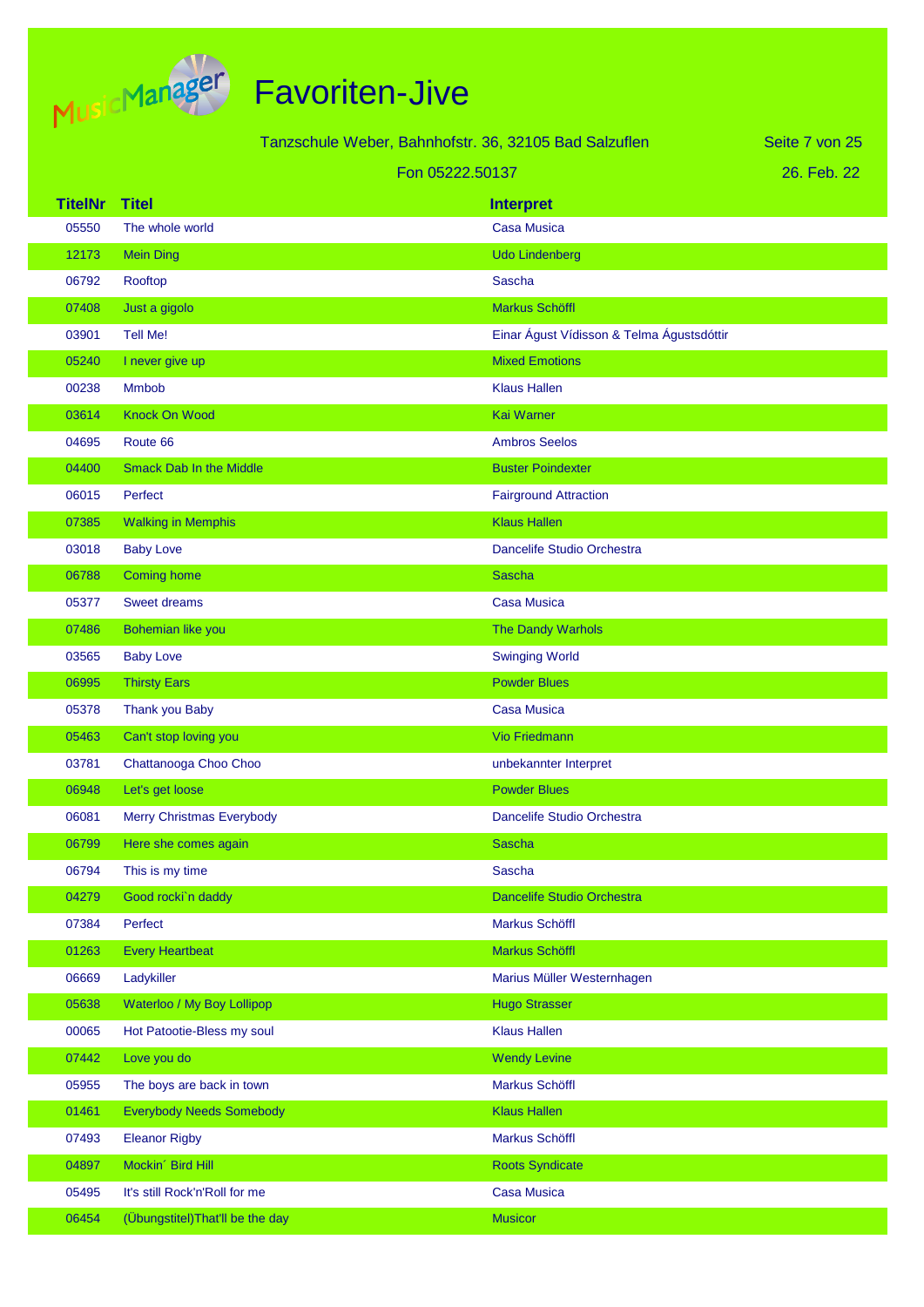# Favoriten-Jive

Tanzschule Weber, Bahnhofstr. 36, 32105 Bad Salzuflen

Fon 05222.50137

26. Feb. 22

| TitelNr | Titel | Interpret |
|---|---|---|
| 05550 | The whole world | Casa Musica |
| 12173 | Mein Ding | Udo Lindenberg |
| 06792 | Rooftop | Sascha |
| 07408 | Just a gigolo | Markus Schöffl |
| 03901 | Tell Me! | Einar Águst Vídisson & Telma Águstsdóttir |
| 05240 | I never give up | Mixed Emotions |
| 00238 | Mmbob | Klaus Hallen |
| 03614 | Knock On Wood | Kai Warner |
| 04695 | Route 66 | Ambros Seelos |
| 04400 | Smack Dab In the Middle | Buster Poindexter |
| 06015 | Perfect | Fairground Attraction |
| 07385 | Walking in Memphis | Klaus Hallen |
| 03018 | Baby Love | Dancelife Studio Orchestra |
| 06788 | Coming home | Sascha |
| 05377 | Sweet dreams | Casa Musica |
| 07486 | Bohemian like you | The Dandy Warhols |
| 03565 | Baby Love | Swinging World |
| 06995 | Thirsty Ears | Powder Blues |
| 05378 | Thank you Baby | Casa Musica |
| 05463 | Can't stop loving you | Vio Friedmann |
| 03781 | Chattanooga Choo Choo | unbekannter Interpret |
| 06948 | Let's get loose | Powder Blues |
| 06081 | Merry Christmas Everybody | Dancelife Studio Orchestra |
| 06799 | Here she comes again | Sascha |
| 06794 | This is my time | Sascha |
| 04279 | Good rocki`n daddy | Dancelife Studio Orchestra |
| 07384 | Perfect | Markus Schöffl |
| 01263 | Every Heartbeat | Markus Schöffl |
| 06669 | Ladykiller | Marius Müller Westernhagen |
| 05638 | Waterloo / My Boy Lollipop | Hugo Strasser |
| 00065 | Hot Patootie-Bless my soul | Klaus Hallen |
| 07442 | Love you do | Wendy Levine |
| 05955 | The boys are back in town | Markus Schöffl |
| 01461 | Everybody Needs Somebody | Klaus Hallen |
| 07493 | Eleanor Rigby | Markus Schöffl |
| 04897 | Mockin´ Bird Hill | Roots Syndicate |
| 05495 | It's still Rock'n'Roll for me | Casa Musica |
| 06454 | (Übungstitel)That'll be the day | Musicor |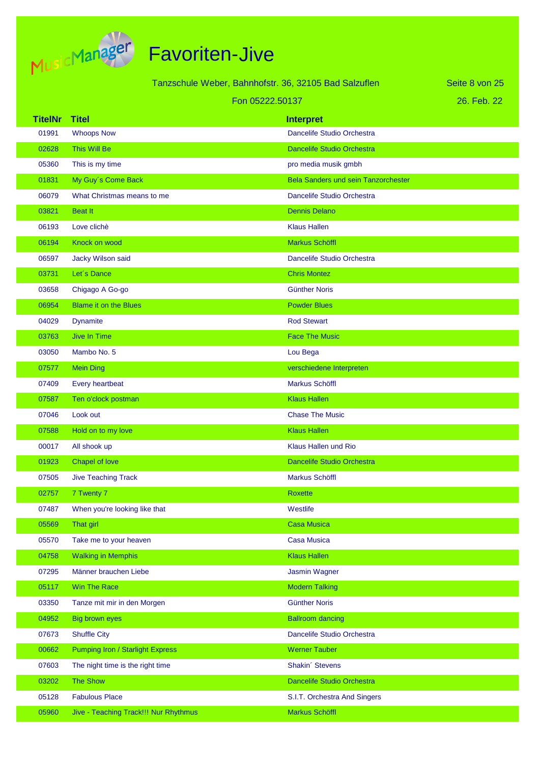# Favoriten-Jive

Tanzschule Weber, Bahnhofstr. 36, 32105 Bad Salzuflen

Fon 05222.50137

26. Feb. 22

| TitelNr | Titel | Interpret |
|---|---|---|
| 01991 | Whoops Now | Dancelife Studio Orchestra |
| 02628 | This Will Be | Dancelife Studio Orchestra |
| 05360 | This is my time | pro media musik gmbh |
| 01831 | My Guy´s Come Back | Bela Sanders und sein Tanzorchester |
| 06079 | What Christmas means to me | Dancelife Studio Orchestra |
| 03821 | Beat It | Dennis Delano |
| 06193 | Love clichè | Klaus Hallen |
| 06194 | Knock on wood | Markus Schöffl |
| 06597 | Jacky Wilson said | Dancelife Studio Orchestra |
| 03731 | Let´s Dance | Chris Montez |
| 03658 | Chigago A Go-go | Günther Noris |
| 06954 | Blame it on the Blues | Powder Blues |
| 04029 | Dynamite | Rod Stewart |
| 03763 | Jive In Time | Face The Music |
| 03050 | Mambo No. 5 | Lou Bega |
| 07577 | Mein Ding | verschiedene Interpreten |
| 07409 | Every heartbeat | Markus Schöffl |
| 07587 | Ten o'clock postman | Klaus Hallen |
| 07046 | Look out | Chase The Music |
| 07588 | Hold on to my love | Klaus Hallen |
| 00017 | All shook up | Klaus Hallen und Rio |
| 01923 | Chapel of love | Dancelife Studio Orchestra |
| 07505 | Jive Teaching Track | Markus Schöffl |
| 02757 | 7 Twenty 7 | Roxette |
| 07487 | When you're looking like that | Westlife |
| 05569 | That girl | Casa Musica |
| 05570 | Take me to your heaven | Casa Musica |
| 04758 | Walking in Memphis | Klaus Hallen |
| 07295 | Männer brauchen Liebe | Jasmin Wagner |
| 05117 | Win The Race | Modern Talking |
| 03350 | Tanze mit mir in den Morgen | Günther Noris |
| 04952 | Big brown eyes | Ballroom dancing |
| 07673 | Shuffle City | Dancelife Studio Orchestra |
| 00662 | Pumping Iron / Starlight Express | Werner Tauber |
| 07603 | The night time is the right time | Shakin´ Stevens |
| 03202 | The Show | Dancelife Studio Orchestra |
| 05128 | Fabulous Place | S.I.T. Orchestra And Singers |
| 05960 | Jive - Teaching Track!!! Nur Rhythmus | Markus Schöffl |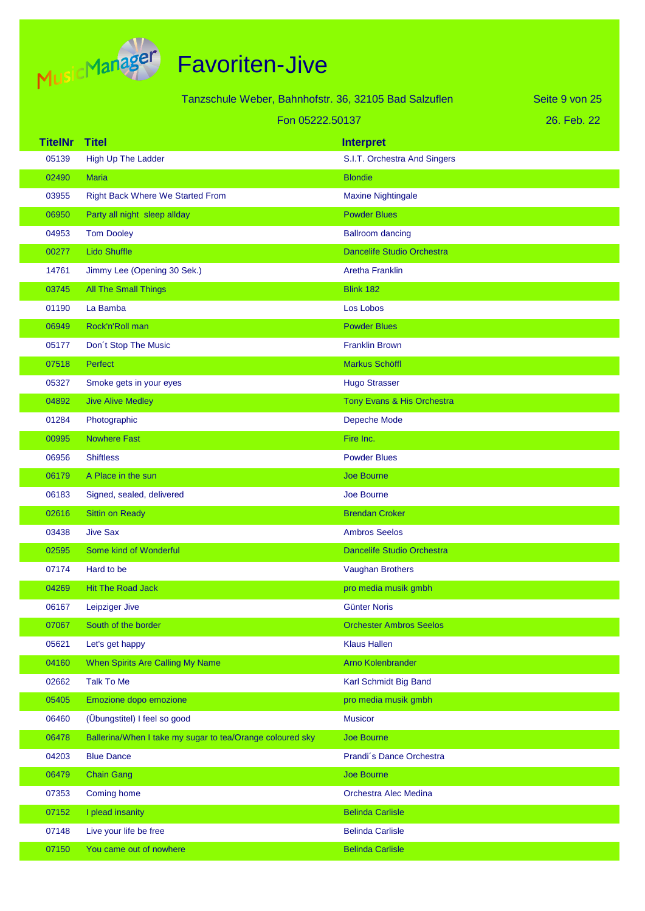# Favoriten-Jive

Tanzschule Weber, Bahnhofstr. 36, 32105 Bad Salzuflen

Fon 05222.50137

26. Feb. 22

| TitelNr | Titel | Interpret |
|---|---|---|
| 05139 | High Up The Ladder | S.I.T. Orchestra And Singers |
| 02490 | Maria | Blondie |
| 03955 | Right Back Where We Started From | Maxine Nightingale |
| 06950 | Party all night sleep allday | Powder Blues |
| 04953 | Tom Dooley | Ballroom dancing |
| 00277 | Lido Shuffle | Dancelife Studio Orchestra |
| 14761 | Jimmy Lee (Opening 30 Sek.) | Aretha Franklin |
| 03745 | All The Small Things | Blink 182 |
| 01190 | La Bamba | Los Lobos |
| 06949 | Rock'n'Roll man | Powder Blues |
| 05177 | Don´t Stop The Music | Franklin Brown |
| 07518 | Perfect | Markus Schöffl |
| 05327 | Smoke gets in your eyes | Hugo Strasser |
| 04892 | Jive Alive Medley | Tony Evans & His Orchestra |
| 01284 | Photographic | Depeche Mode |
| 00995 | Nowhere Fast | Fire Inc. |
| 06956 | Shiftless | Powder Blues |
| 06179 | A Place in the sun | Joe Bourne |
| 06183 | Signed, sealed, delivered | Joe Bourne |
| 02616 | Sittin on Ready | Brendan Croker |
| 03438 | Jive Sax | Ambros Seelos |
| 02595 | Some kind of Wonderful | Dancelife Studio Orchestra |
| 07174 | Hard to be | Vaughan Brothers |
| 04269 | Hit The Road Jack | pro media musik gmbh |
| 06167 | Leipziger Jive | Günter Noris |
| 07067 | South of the border | Orchester Ambros Seelos |
| 05621 | Let's get happy | Klaus Hallen |
| 04160 | When Spirits Are Calling My Name | Arno Kolenbrander |
| 02662 | Talk To Me | Karl Schmidt Big Band |
| 05405 | Emozione dopo emozione | pro media musik gmbh |
| 06460 | (Übungstitel) I feel so good | Musicor |
| 06478 | Ballerina/When I take my sugar to tea/Orange coloured sky | Joe Bourne |
| 04203 | Blue Dance | Prandi´s Dance Orchestra |
| 06479 | Chain Gang | Joe Bourne |
| 07353 | Coming home | Orchestra Alec Medina |
| 07152 | I plead insanity | Belinda Carlisle |
| 07148 | Live your life be free | Belinda Carlisle |
| 07150 | You came out of nowhere | Belinda Carlisle |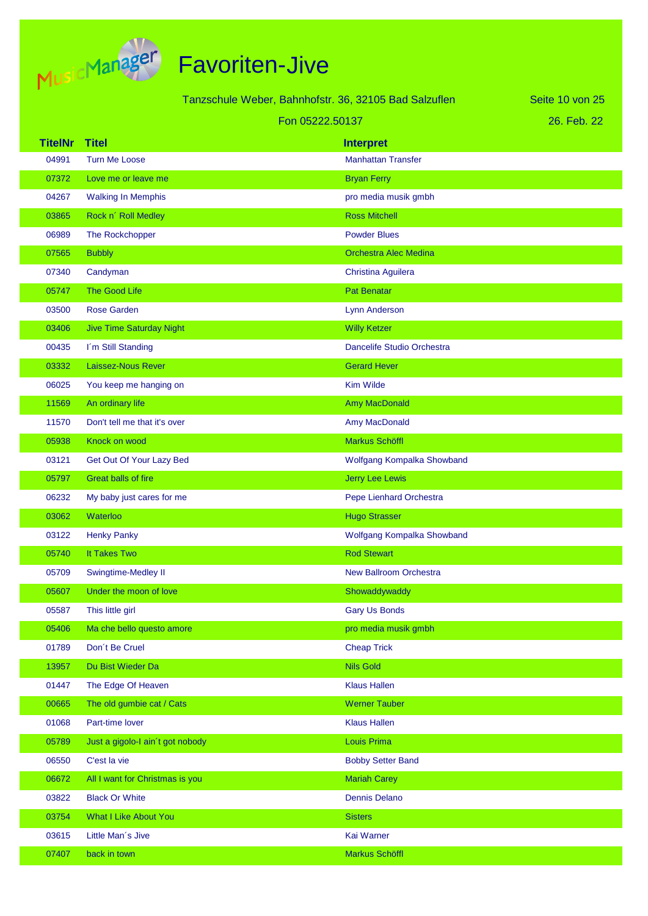# Favoriten-Jive

Tanzschule Weber, Bahnhofstr. 36, 32105 Bad Salzuflen

Fon 05222.50137

26. Feb. 22

| TitelNr | Titel | Interpret |
|---|---|---|
| 04991 | Turn Me Loose | Manhattan Transfer |
| 07372 | Love me or leave me | Bryan Ferry |
| 04267 | Walking In Memphis | pro media musik gmbh |
| 03865 | Rock n´ Roll Medley | Ross Mitchell |
| 06989 | The Rockchopper | Powder Blues |
| 07565 | Bubbly | Orchestra Alec Medina |
| 07340 | Candyman | Christina Aguilera |
| 05747 | The Good Life | Pat Benatar |
| 03500 | Rose Garden | Lynn Anderson |
| 03406 | Jive Time Saturday Night | Willy Ketzer |
| 00435 | I´m Still Standing | Dancelife Studio Orchestra |
| 03332 | Laissez-Nous Rever | Gerard Hever |
| 06025 | You keep me hanging on | Kim Wilde |
| 11569 | An ordinary life | Amy MacDonald |
| 11570 | Don't tell me that it's over | Amy MacDonald |
| 05938 | Knock on wood | Markus Schöffl |
| 03121 | Get Out Of Your Lazy Bed | Wolfgang Kompalka Showband |
| 05797 | Great balls of fire | Jerry Lee Lewis |
| 06232 | My baby just cares for me | Pepe Lienhard Orchestra |
| 03062 | Waterloo | Hugo Strasser |
| 03122 | Henky Panky | Wolfgang Kompalka Showband |
| 05740 | It Takes Two | Rod Stewart |
| 05709 | Swingtime-Medley II | New Ballroom Orchestra |
| 05607 | Under the moon of love | Showaddywaddy |
| 05587 | This little girl | Gary Us Bonds |
| 05406 | Ma che bello questo amore | pro media musik gmbh |
| 01789 | Don´t Be Cruel | Cheap Trick |
| 13957 | Du Bist Wieder Da | Nils Gold |
| 01447 | The Edge Of Heaven | Klaus Hallen |
| 00665 | The old gumbie cat / Cats | Werner Tauber |
| 01068 | Part-time lover | Klaus Hallen |
| 05789 | Just a gigolo-I ain´t got nobody | Louis Prima |
| 06550 | C'est la vie | Bobby Setter Band |
| 06672 | All I want for Christmas is you | Mariah Carey |
| 03822 | Black Or White | Dennis Delano |
| 03754 | What I Like About You | Sisters |
| 03615 | Little Man´s Jive | Kai Warner |
| 07407 | back in town | Markus Schöffl |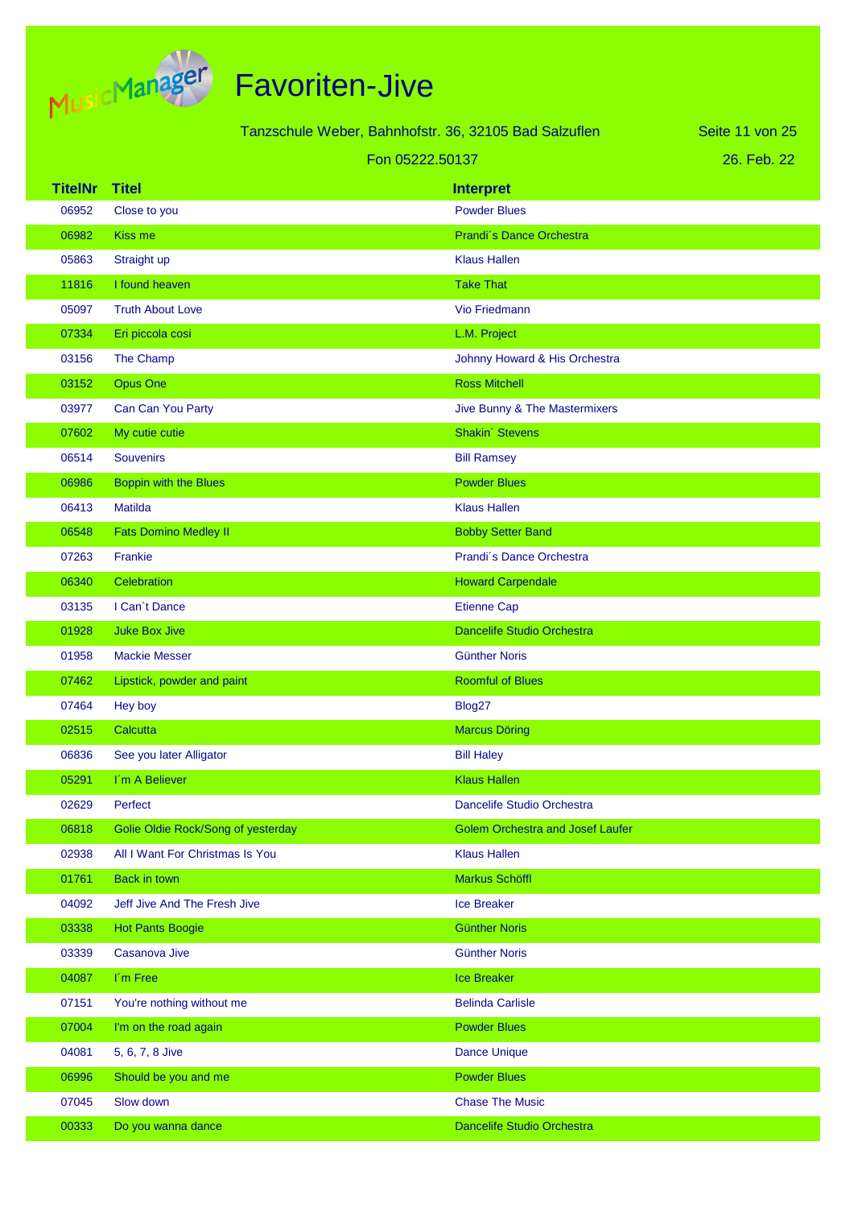# Favoriten-Jive

Tanzschule Weber, Bahnhofstr. 36, 32105 Bad Salzuflen

Fon 05222.50137

26. Feb. 22

| TitelNr | Titel | Interpret |
|---|---|---|
| 06952 | Close to you | Powder Blues |
| 06982 | Kiss me | Prandi´s Dance Orchestra |
| 05863 | Straight up | Klaus Hallen |
| 11816 | I found heaven | Take That |
| 05097 | Truth About Love | Vio Friedmann |
| 07334 | Eri piccola cosi | L.M. Project |
| 03156 | The Champ | Johnny Howard & His Orchestra |
| 03152 | Opus One | Ross Mitchell |
| 03977 | Can Can You Party | Jive Bunny & The Mastermixers |
| 07602 | My cutie cutie | Shakin´ Stevens |
| 06514 | Souvenirs | Bill Ramsey |
| 06986 | Boppin with the Blues | Powder Blues |
| 06413 | Matilda | Klaus Hallen |
| 06548 | Fats Domino Medley II | Bobby Setter Band |
| 07263 | Frankie | Prandi´s Dance Orchestra |
| 06340 | Celebration | Howard Carpendale |
| 03135 | I Can`t Dance | Etienne Cap |
| 01928 | Juke Box Jive | Dancelife Studio Orchestra |
| 01958 | Mackie Messer | Günther Noris |
| 07462 | Lipstick, powder and paint | Roomful of Blues |
| 07464 | Hey boy | Blog27 |
| 02515 | Calcutta | Marcus Döring |
| 06836 | See you later Alligator | Bill Haley |
| 05291 | I´m A Believer | Klaus Hallen |
| 02629 | Perfect | Dancelife Studio Orchestra |
| 06818 | Golie Oldie Rock/Song of yesterday | Golem Orchestra and Josef Laufer |
| 02938 | All I Want For Christmas Is You | Klaus Hallen |
| 01761 | Back in town | Markus Schöffl |
| 04092 | Jeff Jive And The Fresh Jive | Ice Breaker |
| 03338 | Hot Pants Boogie | Günther Noris |
| 03339 | Casanova Jive | Günther Noris |
| 04087 | I´m Free | Ice Breaker |
| 07151 | You're nothing without me | Belinda Carlisle |
| 07004 | I'm on the road again | Powder Blues |
| 04081 | 5, 6, 7, 8 Jive | Dance Unique |
| 06996 | Should be you and me | Powder Blues |
| 07045 | Slow down | Chase The Music |
| 00333 | Do you wanna dance | Dancelife Studio Orchestra |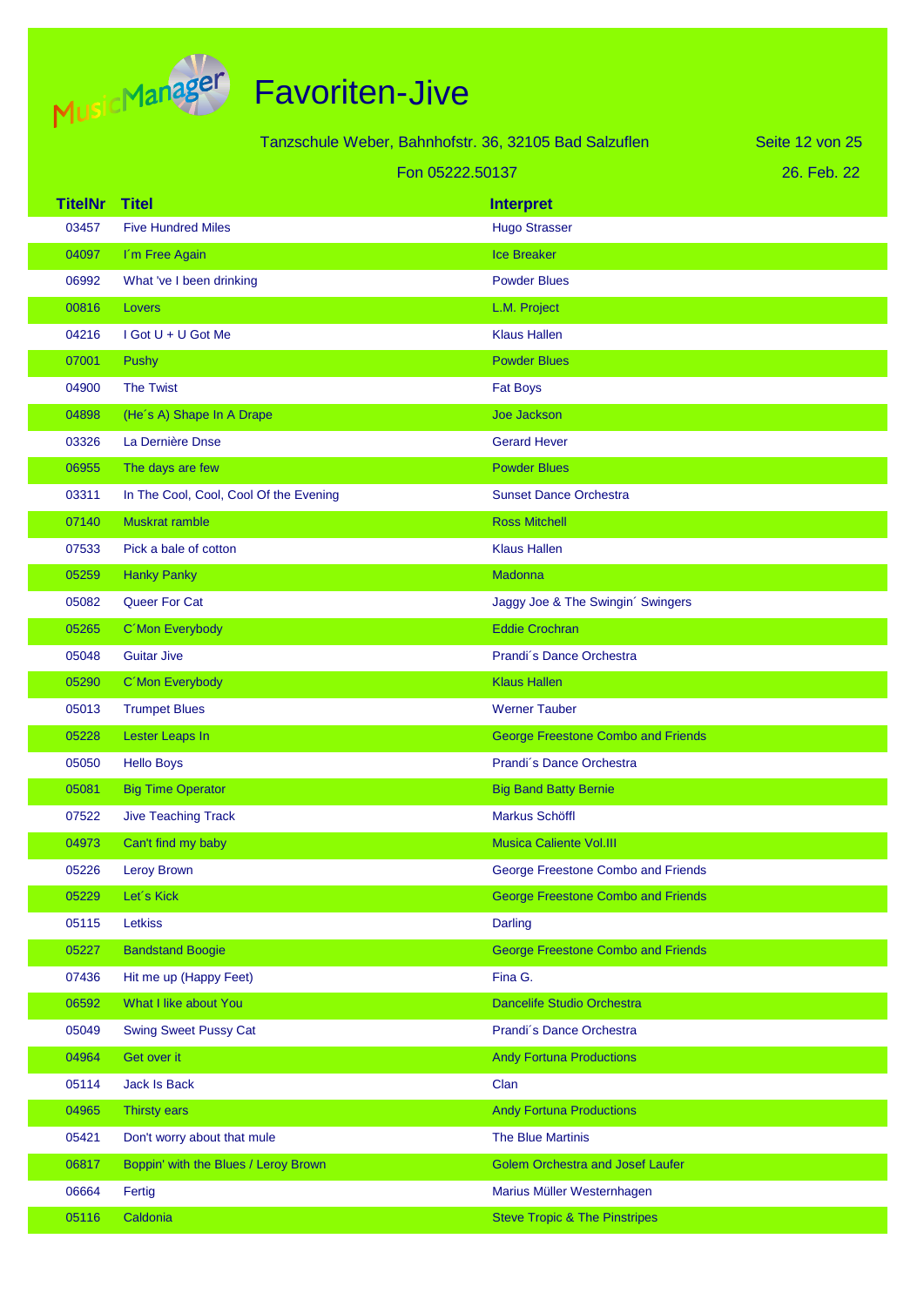# Favoriten-Jive

Tanzschule Weber, Bahnhofstr. 36, 32105 Bad Salzuflen

Fon 05222.50137

26. Feb. 22

| TitelNr | Titel | Interpret |
|---|---|---|
| 03457 | Five Hundred Miles | Hugo Strasser |
| 04097 | I´m Free Again | Ice Breaker |
| 06992 | What 've I been drinking | Powder Blues |
| 00816 | Lovers | L.M. Project |
| 04216 | I Got U + U Got Me | Klaus Hallen |
| 07001 | Pushy | Powder Blues |
| 04900 | The Twist | Fat Boys |
| 04898 | (He´s A) Shape In A Drape | Joe Jackson |
| 03326 | La Dernière Dnse | Gerard Hever |
| 06955 | The days are few | Powder Blues |
| 03311 | In The Cool, Cool, Cool Of the Evening | Sunset Dance Orchestra |
| 07140 | Muskrat ramble | Ross Mitchell |
| 07533 | Pick a bale of cotton | Klaus Hallen |
| 05259 | Hanky Panky | Madonna |
| 05082 | Queer For Cat | Jaggy Joe & The Swingin´ Swingers |
| 05265 | C´Mon Everybody | Eddie Crochran |
| 05048 | Guitar Jive | Prandi´s Dance Orchestra |
| 05290 | C´Mon Everybody | Klaus Hallen |
| 05013 | Trumpet Blues | Werner Tauber |
| 05228 | Lester Leaps In | George Freestone Combo and Friends |
| 05050 | Hello Boys | Prandi´s Dance Orchestra |
| 05081 | Big Time Operator | Big Band Batty Bernie |
| 07522 | Jive Teaching Track | Markus Schöffl |
| 04973 | Can't find my baby | Musica Caliente Vol.III |
| 05226 | Leroy Brown | George Freestone Combo and Friends |
| 05229 | Let´s Kick | George Freestone Combo and Friends |
| 05115 | Letkiss | Darling |
| 05227 | Bandstand Boogie | George Freestone Combo and Friends |
| 07436 | Hit me up (Happy Feet) | Fina G. |
| 06592 | What I like about You | Dancelife Studio Orchestra |
| 05049 | Swing Sweet Pussy Cat | Prandi´s Dance Orchestra |
| 04964 | Get over it | Andy Fortuna Productions |
| 05114 | Jack Is Back | Clan |
| 04965 | Thirsty ears | Andy Fortuna Productions |
| 05421 | Don't worry about that mule | The Blue Martinis |
| 06817 | Boppin' with the Blues / Leroy Brown | Golem Orchestra and Josef Laufer |
| 06664 | Fertig | Marius Müller Westernhagen |
| 05116 | Caldonia | Steve Tropic & The Pinstripes |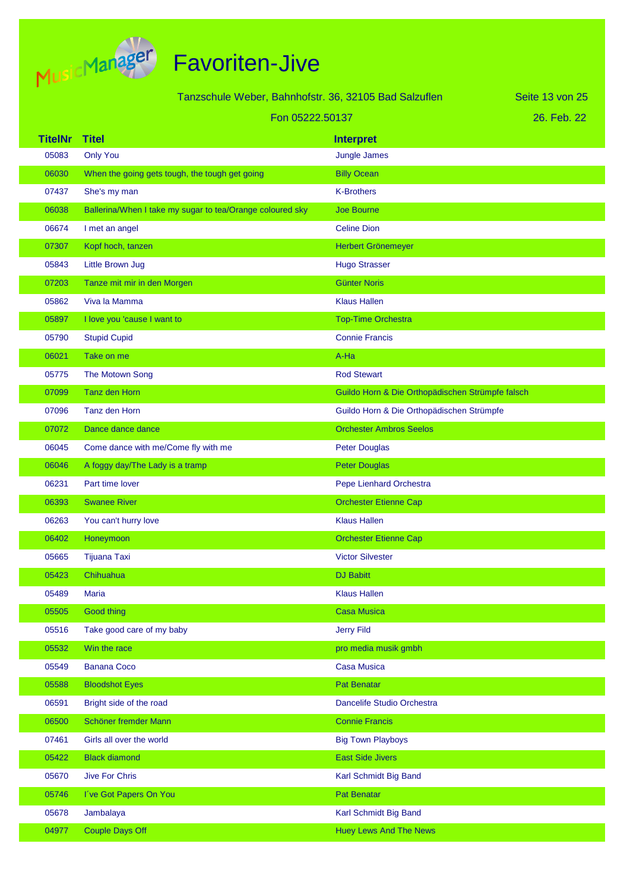# Favoriten-Jive

Tanzschule Weber, Bahnhofstr. 36, 32105 Bad Salzuflen

Fon 05222.50137

26. Feb. 22

| TitelNr | Titel | Interpret |
|---|---|---|
| 05083 | Only You | Jungle James |
| 06030 | When the going gets tough, the tough get going | Billy Ocean |
| 07437 | She's my man | K-Brothers |
| 06038 | Ballerina/When I take my sugar to tea/Orange coloured sky | Joe Bourne |
| 06674 | I met an angel | Celine Dion |
| 07307 | Kopf hoch, tanzen | Herbert Grönemeyer |
| 05843 | Little Brown Jug | Hugo Strasser |
| 07203 | Tanze mit mir in den Morgen | Günter Noris |
| 05862 | Viva la Mamma | Klaus Hallen |
| 05897 | I love you 'cause I want to | Top-Time Orchestra |
| 05790 | Stupid Cupid | Connie Francis |
| 06021 | Take on me | A-Ha |
| 05775 | The Motown Song | Rod Stewart |
| 07099 | Tanz den Horn | Guildo Horn & Die Orthopädischen Strümpfe falsch |
| 07096 | Tanz den Horn | Guildo Horn & Die Orthopädischen Strümpfe |
| 07072 | Dance dance dance | Orchester Ambros Seelos |
| 06045 | Come dance with me/Come fly with me | Peter Douglas |
| 06046 | A foggy day/The Lady is a tramp | Peter Douglas |
| 06231 | Part time lover | Pepe Lienhard Orchestra |
| 06393 | Swanee River | Orchester Etienne Cap |
| 06263 | You can't hurry love | Klaus Hallen |
| 06402 | Honeymoon | Orchester Etienne Cap |
| 05665 | Tijuana Taxi | Victor Silvester |
| 05423 | Chihuahua | DJ Babitt |
| 05489 | Maria | Klaus Hallen |
| 05505 | Good thing | Casa Musica |
| 05516 | Take good care of my baby | Jerry Fild |
| 05532 | Win the race | pro media musik gmbh |
| 05549 | Banana Coco | Casa Musica |
| 05588 | Bloodshot Eyes | Pat Benatar |
| 06591 | Bright side of the road | Dancelife Studio Orchestra |
| 06500 | Schöner fremder Mann | Connie Francis |
| 07461 | Girls all over the world | Big Town Playboys |
| 05422 | Black diamond | East Side Jivers |
| 05670 | Jive For Chris | Karl Schmidt Big Band |
| 05746 | I´ve Got Papers On You | Pat Benatar |
| 05678 | Jambalaya | Karl Schmidt Big Band |
| 04977 | Couple Days Off | Huey Lews And The News |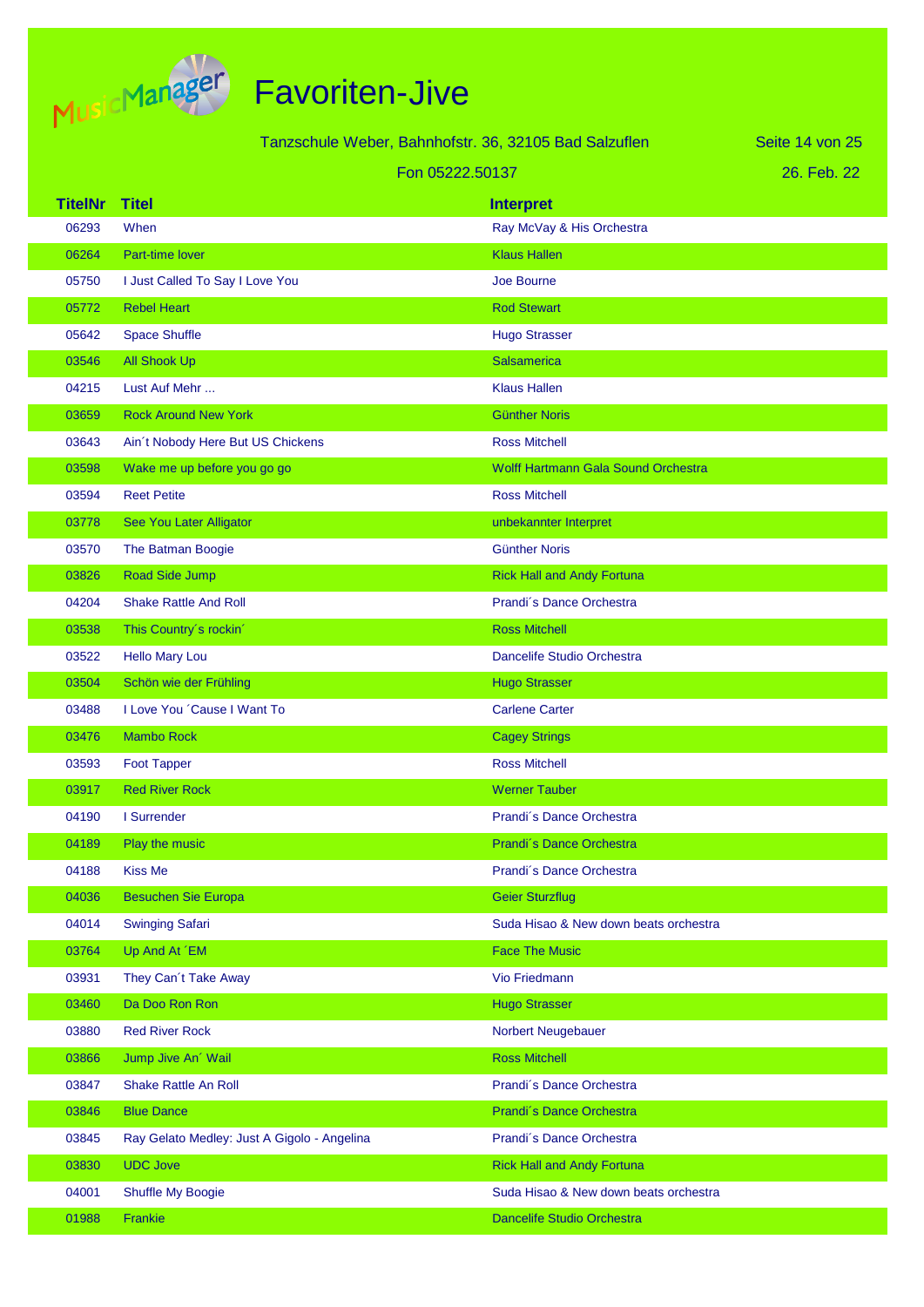# Favoriten-Jive

Tanzschule Weber, Bahnhofstr. 36, 32105 Bad Salzuflen

Fon 05222.50137

26. Feb. 22

| TitelNr | Titel | Interpret |
|---|---|---|
| 06293 | When | Ray McVay & His Orchestra |
| 06264 | Part-time lover | Klaus Hallen |
| 05750 | I Just Called To Say I Love You | Joe Bourne |
| 05772 | Rebel Heart | Rod Stewart |
| 05642 | Space Shuffle | Hugo Strasser |
| 03546 | All Shook Up | Salsamerica |
| 04215 | Lust Auf Mehr ... | Klaus Hallen |
| 03659 | Rock Around New York | Günther Noris |
| 03643 | Ain´t Nobody Here But US Chickens | Ross Mitchell |
| 03598 | Wake me up before you go go | Wolff Hartmann Gala Sound Orchestra |
| 03594 | Reet Petite | Ross Mitchell |
| 03778 | See You Later Alligator | unbekannter Interpret |
| 03570 | The Batman Boogie | Günther Noris |
| 03826 | Road Side Jump | Rick Hall and Andy Fortuna |
| 04204 | Shake Rattle And Roll | Prandi´s Dance Orchestra |
| 03538 | This Country´s rockin´ | Ross Mitchell |
| 03522 | Hello Mary Lou | Dancelife Studio Orchestra |
| 03504 | Schön wie der Frühling | Hugo Strasser |
| 03488 | I Love You ´Cause I Want To | Carlene Carter |
| 03476 | Mambo Rock | Cagey Strings |
| 03593 | Foot Tapper | Ross Mitchell |
| 03917 | Red River Rock | Werner Tauber |
| 04190 | I Surrender | Prandi´s Dance Orchestra |
| 04189 | Play the music | Prandi´s Dance Orchestra |
| 04188 | Kiss Me | Prandi´s Dance Orchestra |
| 04036 | Besuchen Sie Europa | Geier Sturzflug |
| 04014 | Swinging Safari | Suda Hisao & New down beats orchestra |
| 03764 | Up And At ´EM | Face The Music |
| 03931 | They Can´t Take Away | Vio Friedmann |
| 03460 | Da Doo Ron Ron | Hugo Strasser |
| 03880 | Red River Rock | Norbert Neugebauer |
| 03866 | Jump Jive An´ Wail | Ross Mitchell |
| 03847 | Shake Rattle An Roll | Prandi´s Dance Orchestra |
| 03846 | Blue Dance | Prandi´s Dance Orchestra |
| 03845 | Ray Gelato Medley: Just A Gigolo - Angelina | Prandi´s Dance Orchestra |
| 03830 | UDC Jove | Rick Hall and Andy Fortuna |
| 04001 | Shuffle My Boogie | Suda Hisao & New down beats orchestra |
| 01988 | Frankie | Dancelife Studio Orchestra |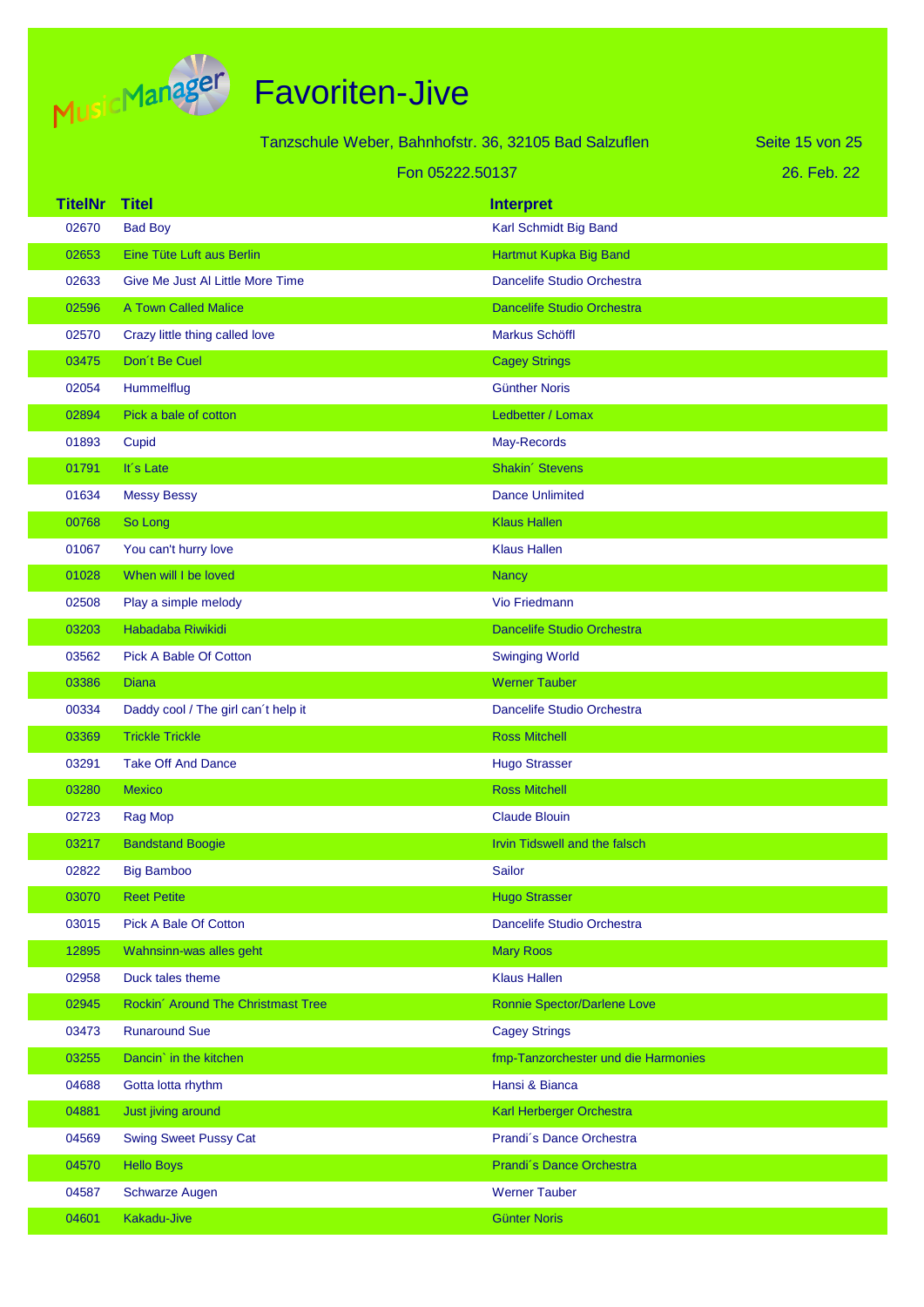# Favoriten-Jive

Tanzschule Weber, Bahnhofstr. 36, 32105 Bad Salzuflen

Fon 05222.50137

26. Feb. 22

| TitelNr | Titel | Interpret |
|---|---|---|
| 02670 | Bad Boy | Karl Schmidt Big Band |
| 02653 | Eine Tüte Luft aus Berlin | Hartmut Kupka Big Band |
| 02633 | Give Me Just Al Little More Time | Dancelife Studio Orchestra |
| 02596 | A Town Called Malice | Dancelife Studio Orchestra |
| 02570 | Crazy little thing called love | Markus Schöffl |
| 03475 | Don´t Be Cuel | Cagey Strings |
| 02054 | Hummelflug | Günther Noris |
| 02894 | Pick a bale of cotton | Ledbetter / Lomax |
| 01893 | Cupid | May-Records |
| 01791 | It´s Late | Shakin´ Stevens |
| 01634 | Messy Bessy | Dance Unlimited |
| 00768 | So Long | Klaus Hallen |
| 01067 | You can't hurry love | Klaus Hallen |
| 01028 | When will I be loved | Nancy |
| 02508 | Play a simple melody | Vio Friedmann |
| 03203 | Habadaba Riwikidi | Dancelife Studio Orchestra |
| 03562 | Pick A Bable Of Cotton | Swinging World |
| 03386 | Diana | Werner Tauber |
| 00334 | Daddy cool / The girl can´t help it | Dancelife Studio Orchestra |
| 03369 | Trickle Trickle | Ross Mitchell |
| 03291 | Take Off And Dance | Hugo Strasser |
| 03280 | Mexico | Ross Mitchell |
| 02723 | Rag Mop | Claude Blouin |
| 03217 | Bandstand Boogie | Irvin Tidswell and the falsch |
| 02822 | Big Bamboo | Sailor |
| 03070 | Reet Petite | Hugo Strasser |
| 03015 | Pick A Bale Of Cotton | Dancelife Studio Orchestra |
| 12895 | Wahnsinn-was alles geht | Mary Roos |
| 02958 | Duck tales theme | Klaus Hallen |
| 02945 | Rockin´ Around The Christmast Tree | Ronnie Spector/Darlene Love |
| 03473 | Runaround Sue | Cagey Strings |
| 03255 | Dancin` in the kitchen | fmp-Tanzorchester und die Harmonies |
| 04688 | Gotta lotta rhythm | Hansi & Bianca |
| 04881 | Just jiving around | Karl Herberger Orchestra |
| 04569 | Swing Sweet Pussy Cat | Prandi´s Dance Orchestra |
| 04570 | Hello Boys | Prandi´s Dance Orchestra |
| 04587 | Schwarze Augen | Werner Tauber |
| 04601 | Kakadu-Jive | Günter Noris |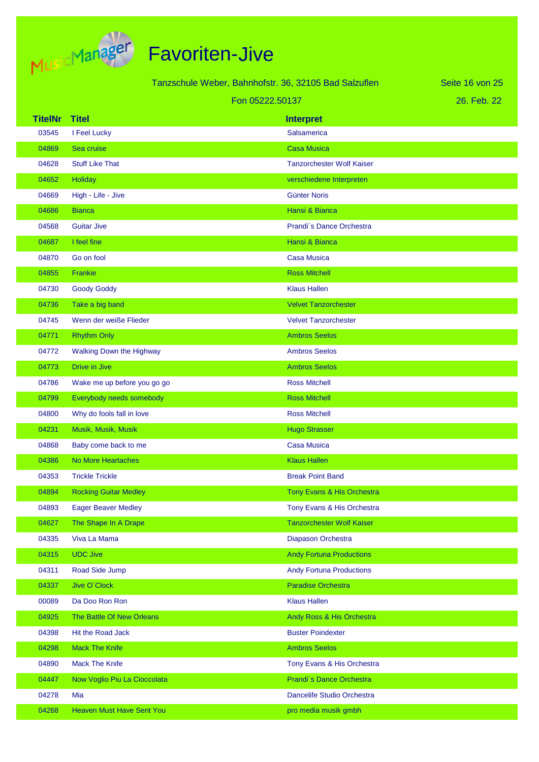# Favoriten-Jive

Tanzschule Weber, Bahnhofstr. 36, 32105 Bad Salzuflen

Fon 05222.50137

26. Feb. 22

| TitelNr | Titel | Interpret |
|---|---|---|
| 03545 | I Feel Lucky | Salsamerica |
| 04869 | Sea cruise | Casa Musica |
| 04628 | Stuff Like That | Tanzorchester Wolf Kaiser |
| 04652 | Holiday | verschiedene Interpreten |
| 04669 | High - Life - Jive | Günter Noris |
| 04686 | Bianca | Hansi & Bianca |
| 04568 | Guitar Jive | Prandi´s Dance Orchestra |
| 04687 | I feel fine | Hansi & Bianca |
| 04870 | Go on fool | Casa Musica |
| 04855 | Frankie | Ross Mitchell |
| 04730 | Goody Goddy | Klaus Hallen |
| 04736 | Take a big band | Velvet Tanzorchester |
| 04745 | Wenn der weiße Flieder | Velvet Tanzorchester |
| 04771 | Rhythm Only | Ambros Seelos |
| 04772 | Walking Down the Highway | Ambros Seelos |
| 04773 | Drive in Jive | Ambros Seelos |
| 04786 | Wake me up before you go go | Ross Mitchell |
| 04799 | Everybody needs somebody | Ross Mitchell |
| 04800 | Why do fools fall in love | Ross Mitchell |
| 04231 | Musik, Musik, Musik | Hugo Strasser |
| 04868 | Baby come back to me | Casa Musica |
| 04386 | No More Heartaches | Klaus Hallen |
| 04353 | Trickle Trickle | Break Point Band |
| 04894 | Rocking Guitar Medley | Tony Evans & His Orchestra |
| 04893 | Eager Beaver Medley | Tony Evans & His Orchestra |
| 04627 | The Shape In A Drape | Tanzorchester Wolf Kaiser |
| 04335 | Viva La Mama | Diapason Orchestra |
| 04315 | UDC Jive | Andy Fortuna Productions |
| 04311 | Road Side Jump | Andy Fortuna Productions |
| 04337 | Jive O`Clock | Paradise Orchestra |
| 00089 | Da Doo Ron Ron | Klaus Hallen |
| 04925 | The Battle Of New Orleans | Andy Ross & His Orchestra |
| 04398 | Hit the Road Jack | Buster Poindexter |
| 04298 | Mack The Knife | Ambros Seelos |
| 04890 | Mack The Knife | Tony Evans & His Orchestra |
| 04447 | Now Voglio Piu La Cioccolata | Prandi´s Dance Orchestra |
| 04278 | Mia | Dancelife Studio Orchestra |
| 04268 | Heaven Must Have Sent You | pro media musik gmbh |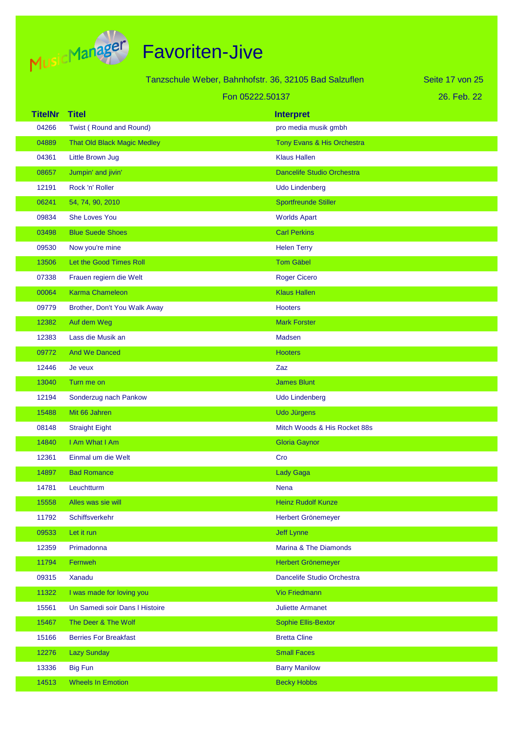# Favoriten-Jive

Tanzschule Weber, Bahnhofstr. 36, 32105 Bad Salzuflen

Fon 05222.50137

26. Feb. 22

| TitelNr | Titel | Interpret |
|---|---|---|
| 04266 | Twist ( Round and Round) | pro media musik gmbh |
| 04889 | That Old Black Magic Medley | Tony Evans & His Orchestra |
| 04361 | Little Brown Jug | Klaus Hallen |
| 08657 | Jumpin' and jivin' | Dancelife Studio Orchestra |
| 12191 | Rock 'n' Roller | Udo Lindenberg |
| 06241 | 54, 74, 90, 2010 | Sportfreunde Stiller |
| 09834 | She Loves You | Worlds Apart |
| 03498 | Blue Suede Shoes | Carl Perkins |
| 09530 | Now you're mine | Helen Terry |
| 13506 | Let the Good Times Roll | Tom Gäbel |
| 07338 | Frauen regiern die Welt | Roger Cicero |
| 00064 | Karma Chameleon | Klaus Hallen |
| 09779 | Brother, Don't You Walk Away | Hooters |
| 12382 | Auf dem Weg | Mark Forster |
| 12383 | Lass die Musik an | Madsen |
| 09772 | And We Danced | Hooters |
| 12446 | Je veux | Zaz |
| 13040 | Turn me on | James Blunt |
| 12194 | Sonderzug nach Pankow | Udo Lindenberg |
| 15488 | Mit 66 Jahren | Udo Jürgens |
| 08148 | Straight Eight | Mitch Woods & His Rocket 88s |
| 14840 | I Am What I Am | Gloria Gaynor |
| 12361 | Einmal um die Welt | Cro |
| 14897 | Bad Romance | Lady Gaga |
| 14781 | Leuchtturm | Nena |
| 15558 | Alles was sie will | Heinz Rudolf Kunze |
| 11792 | Schiffsverkehr | Herbert Grönemeyer |
| 09533 | Let it run | Jeff Lynne |
| 12359 | Primadonna | Marina & The Diamonds |
| 11794 | Fernweh | Herbert Grönemeyer |
| 09315 | Xanadu | Dancelife Studio Orchestra |
| 11322 | I was made for loving you | Vio Friedmann |
| 15561 | Un Samedi soir Dans l Histoire | Juliette Armanet |
| 15467 | The Deer & The Wolf | Sophie Ellis-Bextor |
| 15166 | Berries For Breakfast | Bretta Cline |
| 12276 | Lazy Sunday | Small Faces |
| 13336 | Big Fun | Barry Manilow |
| 14513 | Wheels In Emotion | Becky Hobbs |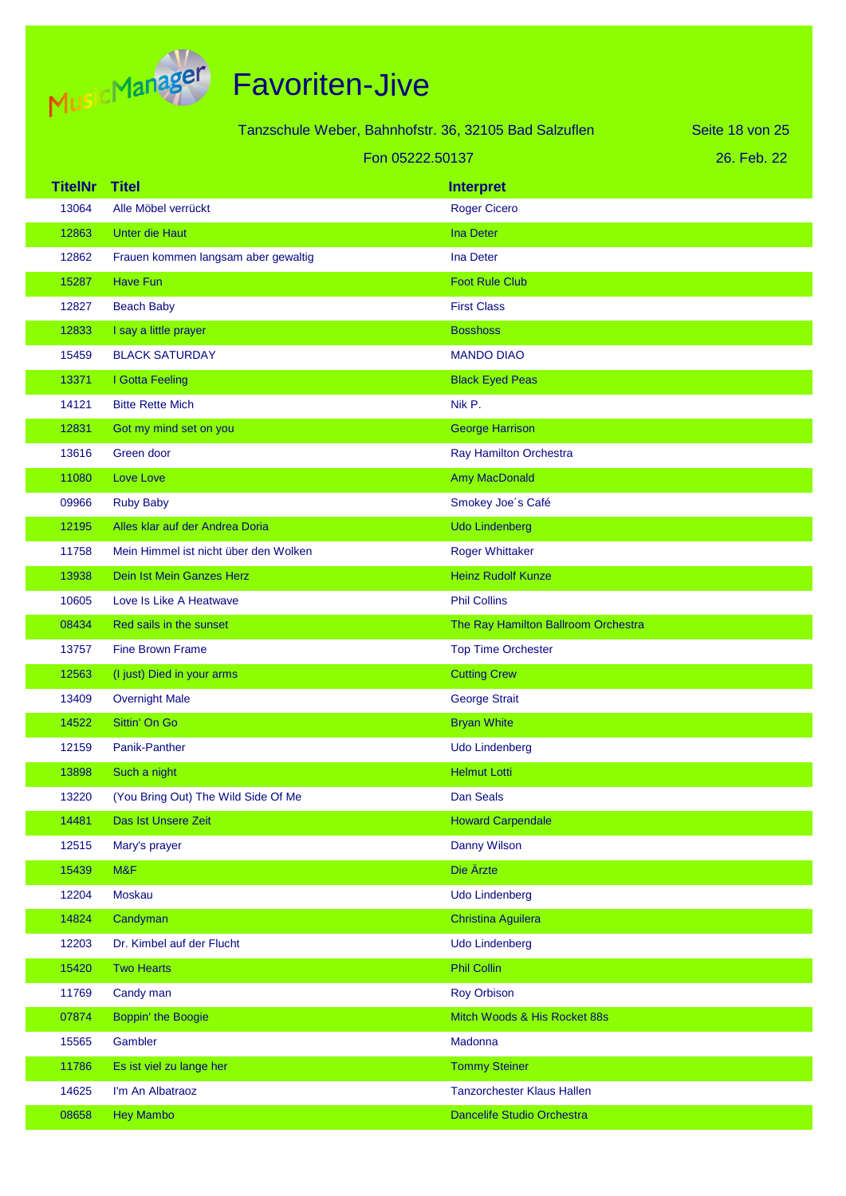# Favoriten-Jive

Tanzschule Weber, Bahnhofstr. 36, 32105 Bad Salzuflen

Fon 05222.50137

26. Feb. 22

| TitelNr | Titel | Interpret |
|---|---|---|
| 13064 | Alle Möbel verrückt | Roger Cicero |
| 12863 | Unter die Haut | Ina Deter |
| 12862 | Frauen kommen langsam aber gewaltig | Ina Deter |
| 15287 | Have Fun | Foot Rule Club |
| 12827 | Beach Baby | First Class |
| 12833 | I say a little prayer | Bosshoss |
| 15459 | BLACK SATURDAY | MANDO DIAO |
| 13371 | I Gotta Feeling | Black Eyed Peas |
| 14121 | Bitte Rette Mich | Nik P. |
| 12831 | Got my mind set on you | George Harrison |
| 13616 | Green door | Ray Hamilton Orchestra |
| 11080 | Love Love | Amy MacDonald |
| 09966 | Ruby Baby | Smokey Joe´s Café |
| 12195 | Alles klar auf der Andrea Doria | Udo Lindenberg |
| 11758 | Mein Himmel ist nicht über den Wolken | Roger Whittaker |
| 13938 | Dein Ist Mein Ganzes Herz | Heinz Rudolf Kunze |
| 10605 | Love Is Like A Heatwave | Phil Collins |
| 08434 | Red sails in the sunset | The Ray Hamilton Ballroom Orchestra |
| 13757 | Fine Brown Frame | Top Time Orchester |
| 12563 | (I just) Died in your arms | Cutting Crew |
| 13409 | Overnight Male | George Strait |
| 14522 | Sittin' On Go | Bryan White |
| 12159 | Panik-Panther | Udo Lindenberg |
| 13898 | Such a night | Helmut Lotti |
| 13220 | (You Bring Out) The Wild Side Of Me | Dan Seals |
| 14481 | Das Ist Unsere Zeit | Howard Carpendale |
| 12515 | Mary's prayer | Danny Wilson |
| 15439 | M&F | Die Ärzte |
| 12204 | Moskau | Udo Lindenberg |
| 14824 | Candyman | Christina Aguilera |
| 12203 | Dr. Kimbel auf der Flucht | Udo Lindenberg |
| 15420 | Two Hearts | Phil Collin |
| 11769 | Candy man | Roy Orbison |
| 07874 | Boppin' the Boogie | Mitch Woods & His Rocket 88s |
| 15565 | Gambler | Madonna |
| 11786 | Es ist viel zu lange her | Tommy Steiner |
| 14625 | I'm An Albatraoz | Tanzorchester Klaus Hallen |
| 08658 | Hey Mambo | Dancelife Studio Orchestra |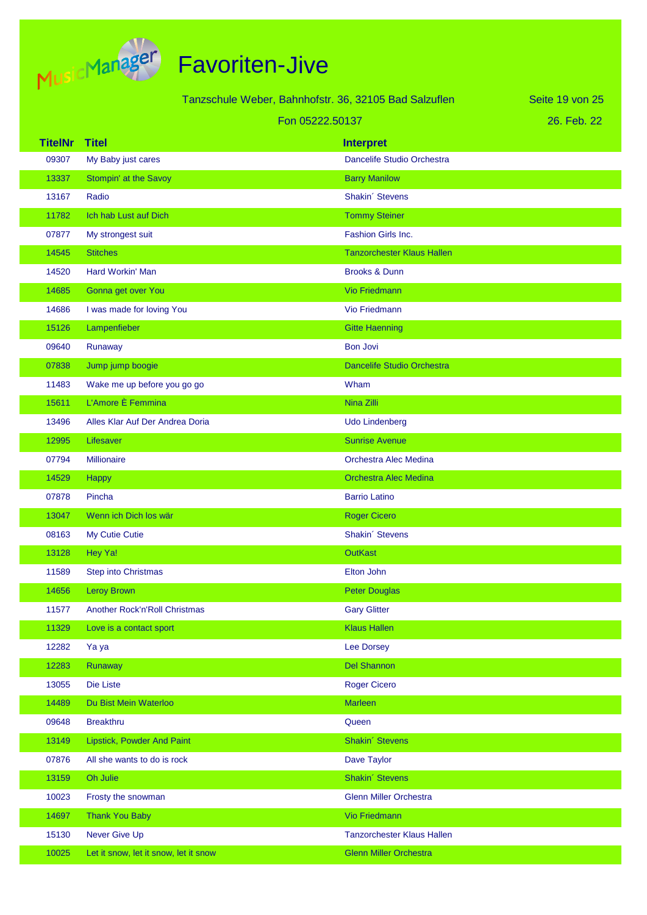# Favoriten-Jive

Tanzschule Weber, Bahnhofstr. 36, 32105 Bad Salzuflen

Fon 05222.50137

26. Feb. 22

| TitelNr | Titel | Interpret |
|---|---|---|
| 09307 | My Baby just cares | Dancelife Studio Orchestra |
| 13337 | Stompin' at the Savoy | Barry Manilow |
| 13167 | Radio | Shakin´ Stevens |
| 11782 | Ich hab Lust auf Dich | Tommy Steiner |
| 07877 | My strongest suit | Fashion Girls Inc. |
| 14545 | Stitches | Tanzorchester Klaus Hallen |
| 14520 | Hard Workin' Man | Brooks & Dunn |
| 14685 | Gonna get over You | Vio Friedmann |
| 14686 | I was made for loving You | Vio Friedmann |
| 15126 | Lampenfieber | Gitte Haenning |
| 09640 | Runaway | Bon Jovi |
| 07838 | Jump jump boogie | Dancelife Studio Orchestra |
| 11483 | Wake me up before you go go | Wham |
| 15611 | L'Amore È Femmina | Nina Zilli |
| 13496 | Alles Klar Auf Der Andrea Doria | Udo Lindenberg |
| 12995 | Lifesaver | Sunrise Avenue |
| 07794 | Millionaire | Orchestra Alec Medina |
| 14529 | Happy | Orchestra Alec Medina |
| 07878 | Pincha | Barrio Latino |
| 13047 | Wenn ich Dich los wär | Roger Cicero |
| 08163 | My Cutie Cutie | Shakin´ Stevens |
| 13128 | Hey Ya! | OutKast |
| 11589 | Step into Christmas | Elton John |
| 14656 | Leroy Brown | Peter Douglas |
| 11577 | Another Rock'n'Roll Christmas | Gary Glitter |
| 11329 | Love is a contact sport | Klaus Hallen |
| 12282 | Ya ya | Lee Dorsey |
| 12283 | Runaway | Del Shannon |
| 13055 | Die Liste | Roger Cicero |
| 14489 | Du Bist Mein Waterloo | Marleen |
| 09648 | Breakthru | Queen |
| 13149 | Lipstick, Powder And Paint | Shakin´ Stevens |
| 07876 | All she wants to do is rock | Dave Taylor |
| 13159 | Oh Julie | Shakin´ Stevens |
| 10023 | Frosty the snowman | Glenn Miller Orchestra |
| 14697 | Thank You Baby | Vio Friedmann |
| 15130 | Never Give Up | Tanzorchester Klaus Hallen |
| 10025 | Let it snow, let it snow, let it snow | Glenn Miller Orchestra |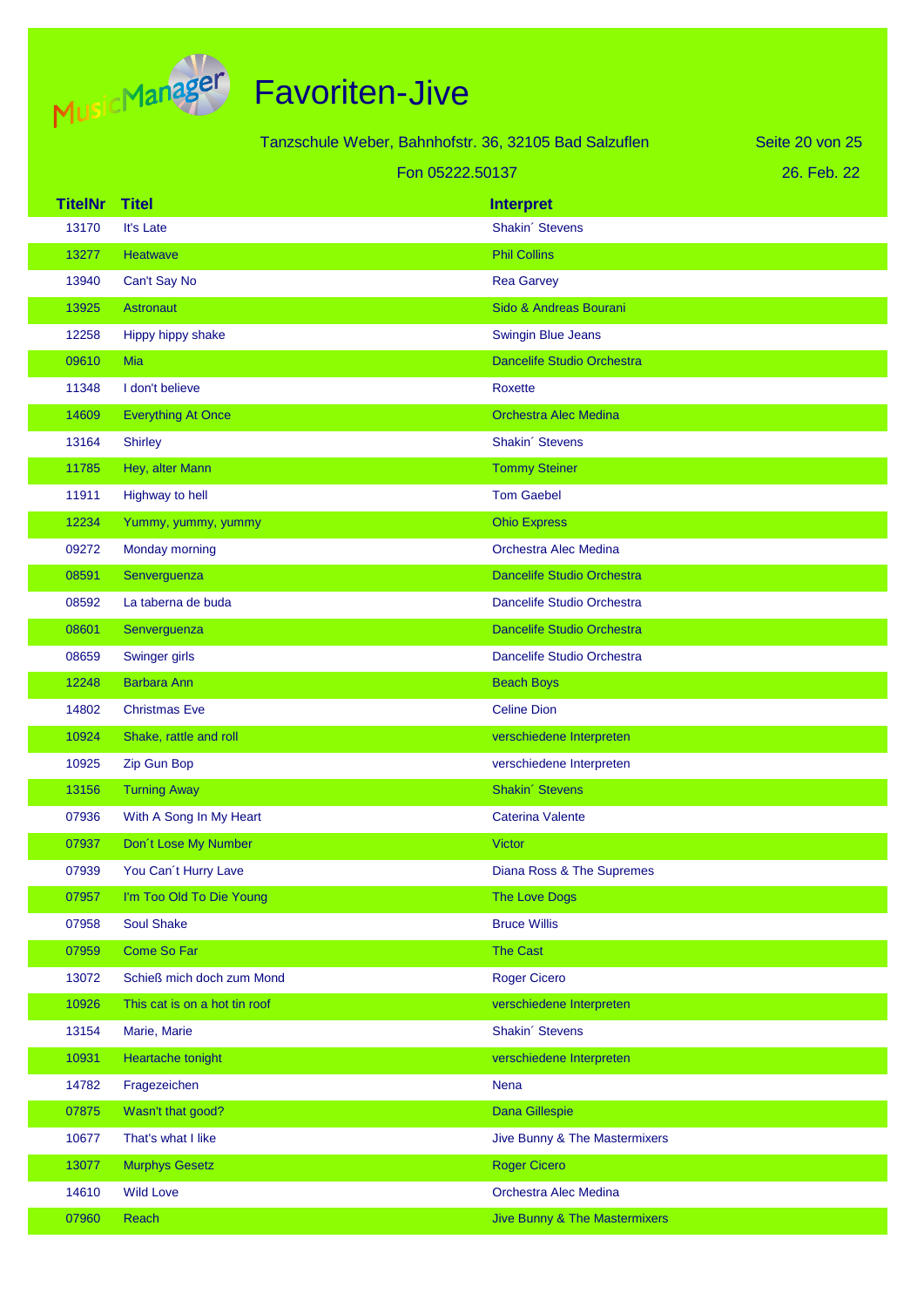# Favoriten-Jive

Tanzschule Weber, Bahnhofstr. 36, 32105 Bad Salzuflen

Fon 05222.50137

26. Feb. 22

| TitelNr | Titel | Interpret |
| --- | --- | --- |
| 13170 | It's Late | Shakin´ Stevens |
| 13277 | Heatwave | Phil Collins |
| 13940 | Can't Say No | Rea Garvey |
| 13925 | Astronaut | Sido & Andreas Bourani |
| 12258 | Hippy hippy shake | Swingin Blue Jeans |
| 09610 | Mia | Dancelife Studio Orchestra |
| 11348 | I don't believe | Roxette |
| 14609 | Everything At Once | Orchestra Alec Medina |
| 13164 | Shirley | Shakin´ Stevens |
| 11785 | Hey, alter Mann | Tommy Steiner |
| 11911 | Highway to hell | Tom Gaebel |
| 12234 | Yummy, yummy, yummy | Ohio Express |
| 09272 | Monday morning | Orchestra Alec Medina |
| 08591 | Senverguenza | Dancelife Studio Orchestra |
| 08592 | La taberna de buda | Dancelife Studio Orchestra |
| 08601 | Senverguenza | Dancelife Studio Orchestra |
| 08659 | Swinger girls | Dancelife Studio Orchestra |
| 12248 | Barbara Ann | Beach Boys |
| 14802 | Christmas Eve | Celine Dion |
| 10924 | Shake, rattle and roll | verschiedene Interpreten |
| 10925 | Zip Gun Bop | verschiedene Interpreten |
| 13156 | Turning Away | Shakin´ Stevens |
| 07936 | With A Song In My Heart | Caterina Valente |
| 07937 | Don´t Lose My Number | Victor |
| 07939 | You Can´t Hurry Lave | Diana Ross & The Supremes |
| 07957 | I'm Too Old To Die Young | The Love Dogs |
| 07958 | Soul Shake | Bruce Willis |
| 07959 | Come So Far | The Cast |
| 13072 | Schieß mich doch zum Mond | Roger Cicero |
| 10926 | This cat is on a hot tin roof | verschiedene Interpreten |
| 13154 | Marie, Marie | Shakin´ Stevens |
| 10931 | Heartache tonight | verschiedene Interpreten |
| 14782 | Fragezeichen | Nena |
| 07875 | Wasn't that good? | Dana Gillespie |
| 10677 | That's what I like | Jive Bunny & The Mastermixers |
| 13077 | Murphys Gesetz | Roger Cicero |
| 14610 | Wild Love | Orchestra Alec Medina |
| 07960 | Reach | Jive Bunny & The Mastermixers |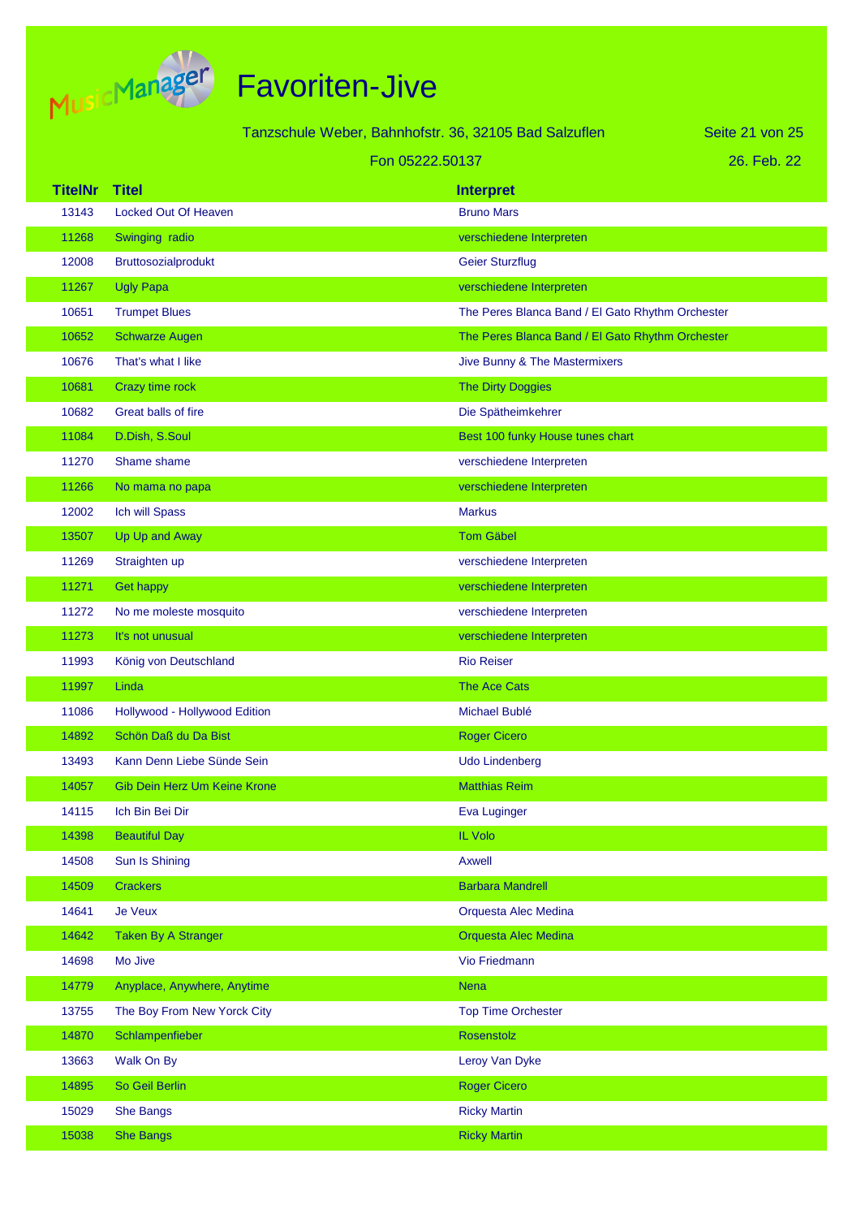# Favoriten-Jive

Tanzschule Weber, Bahnhofstr. 36, 32105 Bad Salzuflen

Fon 05222.50137

26. Feb. 22

| TitelNr | Titel | Interpret |
|---|---|---|
| 13143 | Locked Out Of Heaven | Bruno Mars |
| 11268 | Swinging radio | verschiedene Interpreten |
| 12008 | Bruttosozialprodukt | Geier Sturzflug |
| 11267 | Ugly Papa | verschiedene Interpreten |
| 10651 | Trumpet Blues | The Peres Blanca Band / El Gato Rhythm Orchester |
| 10652 | Schwarze Augen | The Peres Blanca Band / El Gato Rhythm Orchester |
| 10676 | That's what I like | Jive Bunny & The Mastermixers |
| 10681 | Crazy time rock | The Dirty Doggies |
| 10682 | Great balls of fire | Die Spätheimkehrer |
| 11084 | D.Dish, S.Soul | Best 100 funky House tunes chart |
| 11270 | Shame shame | verschiedene Interpreten |
| 11266 | No mama no papa | verschiedene Interpreten |
| 12002 | Ich will Spass | Markus |
| 13507 | Up Up and Away | Tom Gäbel |
| 11269 | Straighten up | verschiedene Interpreten |
| 11271 | Get happy | verschiedene Interpreten |
| 11272 | No me moleste mosquito | verschiedene Interpreten |
| 11273 | It's not unusual | verschiedene Interpreten |
| 11993 | König von Deutschland | Rio Reiser |
| 11997 | Linda | The Ace Cats |
| 11086 | Hollywood - Hollywood Edition | Michael Bublé |
| 14892 | Schön Daß du Da Bist | Roger Cicero |
| 13493 | Kann Denn Liebe Sünde Sein | Udo Lindenberg |
| 14057 | Gib Dein Herz Um Keine Krone | Matthias Reim |
| 14115 | Ich Bin Bei Dir | Eva Luginger |
| 14398 | Beautiful Day | IL Volo |
| 14508 | Sun Is Shining | Axwell |
| 14509 | Crackers | Barbara Mandrell |
| 14641 | Je Veux | Orquesta Alec Medina |
| 14642 | Taken By A Stranger | Orquesta Alec Medina |
| 14698 | Mo Jive | Vio Friedmann |
| 14779 | Anyplace, Anywhere, Anytime | Nena |
| 13755 | The Boy From New Yorck City | Top Time Orchester |
| 14870 | Schlampenfieber | Rosenstolz |
| 13663 | Walk On By | Leroy Van Dyke |
| 14895 | So Geil Berlin | Roger Cicero |
| 15029 | She Bangs | Ricky Martin |
| 15038 | She Bangs | Ricky Martin |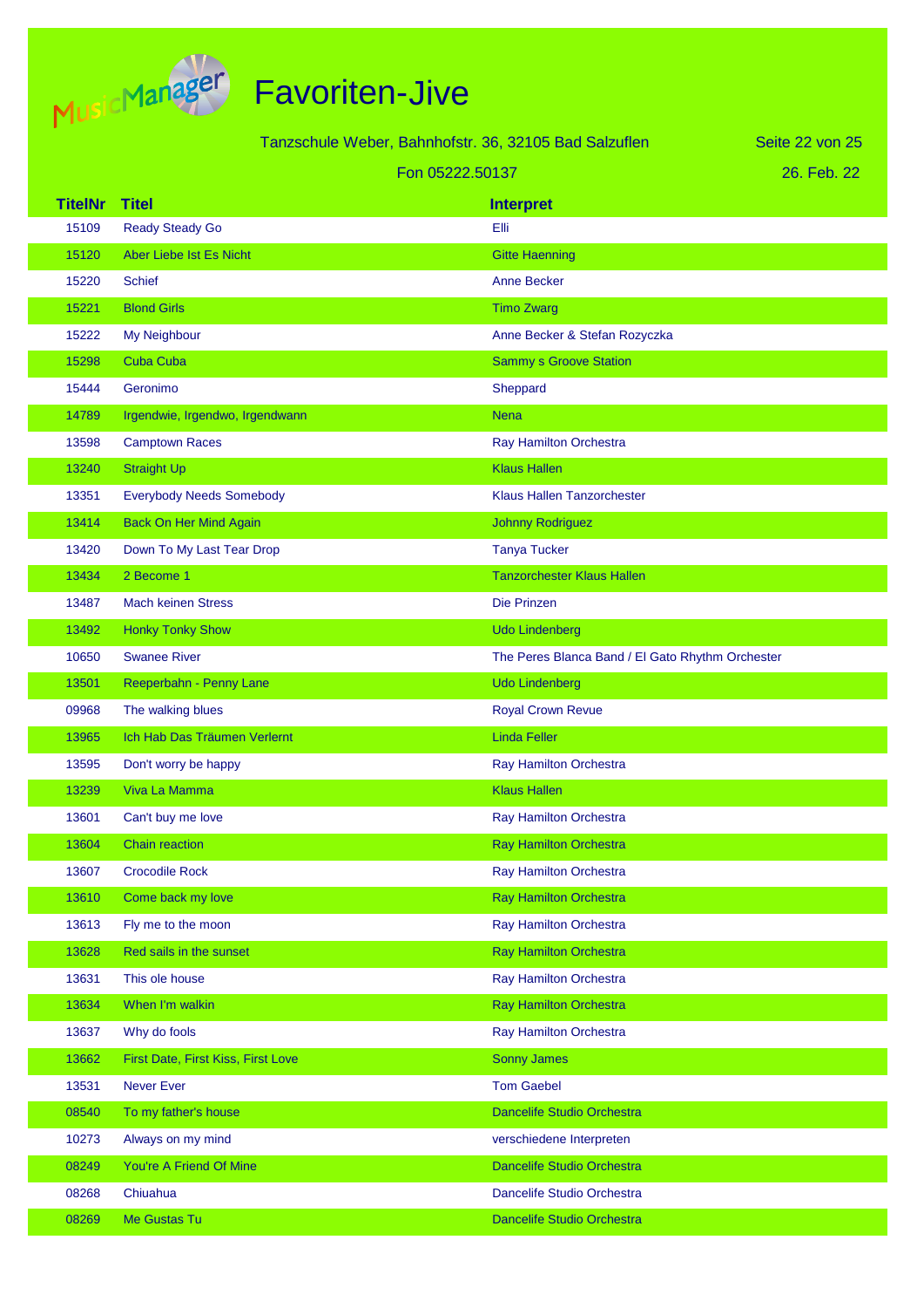# Favoriten-Jive

Tanzschule Weber, Bahnhofstr. 36, 32105 Bad Salzuflen

Fon 05222.50137

26. Feb. 22

| TitelNr | Titel | Interpret |
|---|---|---|
| 15109 | Ready Steady Go | Elli |
| 15120 | Aber Liebe Ist Es Nicht | Gitte Haenning |
| 15220 | Schief | Anne Becker |
| 15221 | Blond Girls | Timo Zwarg |
| 15222 | My Neighbour | Anne Becker & Stefan Rozyczka |
| 15298 | Cuba Cuba | Sammy s Groove Station |
| 15444 | Geronimo | Sheppard |
| 14789 | Irgendwie, Irgendwo, Irgendwann | Nena |
| 13598 | Camptown Races | Ray Hamilton Orchestra |
| 13240 | Straight Up | Klaus Hallen |
| 13351 | Everybody Needs Somebody | Klaus Hallen Tanzorchester |
| 13414 | Back On Her Mind Again | Johnny Rodriguez |
| 13420 | Down To My Last Tear Drop | Tanya Tucker |
| 13434 | 2 Become 1 | Tanzorchester Klaus Hallen |
| 13487 | Mach keinen Stress | Die Prinzen |
| 13492 | Honky Tonky Show | Udo Lindenberg |
| 10650 | Swanee River | The Peres Blanca Band / El Gato Rhythm Orchester |
| 13501 | Reeperbahn - Penny Lane | Udo Lindenberg |
| 09968 | The walking blues | Royal Crown Revue |
| 13965 | Ich Hab Das Träumen Verlernt | Linda Feller |
| 13595 | Don't worry be happy | Ray Hamilton Orchestra |
| 13239 | Viva La Mamma | Klaus Hallen |
| 13601 | Can't buy me love | Ray Hamilton Orchestra |
| 13604 | Chain reaction | Ray Hamilton Orchestra |
| 13607 | Crocodile Rock | Ray Hamilton Orchestra |
| 13610 | Come back my love | Ray Hamilton Orchestra |
| 13613 | Fly me to the moon | Ray Hamilton Orchestra |
| 13628 | Red sails in the sunset | Ray Hamilton Orchestra |
| 13631 | This ole house | Ray Hamilton Orchestra |
| 13634 | When I'm walkin | Ray Hamilton Orchestra |
| 13637 | Why do fools | Ray Hamilton Orchestra |
| 13662 | First Date, First Kiss, First Love | Sonny James |
| 13531 | Never Ever | Tom Gaebel |
| 08540 | To my father's house | Dancelife Studio Orchestra |
| 10273 | Always on my mind | verschiedene Interpreten |
| 08249 | You're A Friend Of Mine | Dancelife Studio Orchestra |
| 08268 | Chiuahua | Dancelife Studio Orchestra |
| 08269 | Me Gustas Tu | Dancelife Studio Orchestra |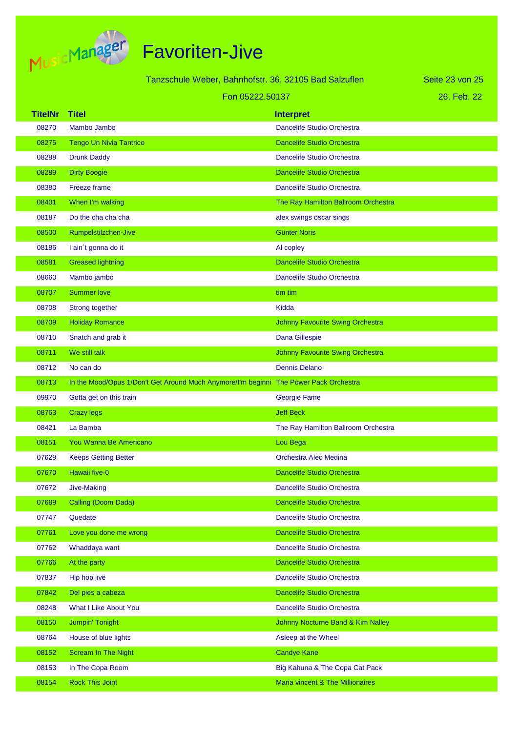# Favoriten-Jive

Tanzschule Weber, Bahnhofstr. 36, 32105 Bad Salzuflen

Fon 05222.50137

26. Feb. 22

| TitelNr | Titel | Interpret |
|---|---|---|
| 08270 | Mambo Jambo | Dancelife Studio Orchestra |
| 08275 | Tengo Un Nivia Tantrico | Dancelife Studio Orchestra |
| 08288 | Drunk Daddy | Dancelife Studio Orchestra |
| 08289 | Dirty Boogie | Dancelife Studio Orchestra |
| 08380 | Freeze frame | Dancelife Studio Orchestra |
| 08401 | When I'm walking | The Ray Hamilton Ballroom Orchestra |
| 08187 | Do the cha cha cha | alex swings oscar sings |
| 08500 | Rumpelstilzchen-Jive | Günter Noris |
| 08186 | I ain´t gonna do it | Al copley |
| 08581 | Greased lightning | Dancelife Studio Orchestra |
| 08660 | Mambo jambo | Dancelife Studio Orchestra |
| 08707 | Summer love | tim tim |
| 08708 | Strong together | Kidda |
| 08709 | Holiday Romance | Johnny Favourite Swing Orchestra |
| 08710 | Snatch and grab it | Dana Gillespie |
| 08711 | We still talk | Johnny Favourite Swing Orchestra |
| 08712 | No can do | Dennis Delano |
| 08713 | In the Mood/Opus 1/Don't Get Around Much Anymore/I'm beginni | The Power Pack Orchestra |
| 09970 | Gotta get on this train | Georgie Fame |
| 08763 | Crazy legs | Jeff Beck |
| 08421 | La Bamba | The Ray Hamilton Ballroom Orchestra |
| 08151 | You Wanna Be Americano | Lou Bega |
| 07629 | Keeps Getting Better | Orchestra Alec Medina |
| 07670 | Hawaii five-0 | Dancelife Studio Orchestra |
| 07672 | Jive-Making | Dancelife Studio Orchestra |
| 07689 | Calling (Doom Dada) | Dancelife Studio Orchestra |
| 07747 | Quedate | Dancelife Studio Orchestra |
| 07761 | Love you done me wrong | Dancelife Studio Orchestra |
| 07762 | Whaddaya want | Dancelife Studio Orchestra |
| 07766 | At the party | Dancelife Studio Orchestra |
| 07837 | Hip hop jive | Dancelife Studio Orchestra |
| 07842 | Del pies a cabeza | Dancelife Studio Orchestra |
| 08248 | What I Like About You | Dancelife Studio Orchestra |
| 08150 | Jumpin' Tonight | Johnny Nocturne Band & Kim Nalley |
| 08764 | House of blue lights | Asleep at the Wheel |
| 08152 | Scream In The Night | Candye Kane |
| 08153 | In The Copa Room | Big Kahuna & The Copa Cat Pack |
| 08154 | Rock This Joint | Maria vincent & The Millionaires |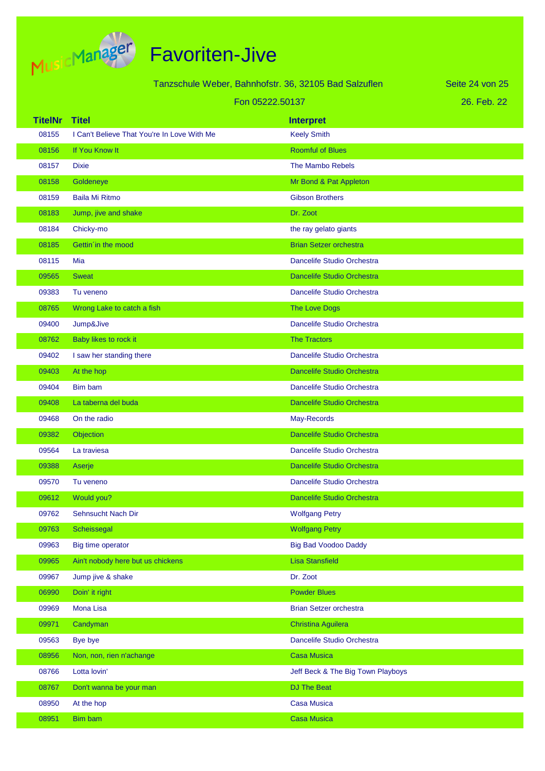# Favoriten-Jive

Tanzschule Weber, Bahnhofstr. 36, 32105 Bad Salzuflen

Fon 05222.50137

26. Feb. 22

| TitelNr | Titel | Interpret |
|---|---|---|
| 08155 | I Can't Believe That You're In Love With Me | Keely Smith |
| 08156 | If You Know It | Roomful of Blues |
| 08157 | Dixie | The Mambo Rebels |
| 08158 | Goldeneye | Mr Bond & Pat Appleton |
| 08159 | Baila Mi Ritmo | Gibson Brothers |
| 08183 | Jump, jive and shake | Dr. Zoot |
| 08184 | Chicky-mo | the ray gelato giants |
| 08185 | Gettin´in the mood | Brian Setzer orchestra |
| 08115 | Mia | Dancelife Studio Orchestra |
| 09565 | Sweat | Dancelife Studio Orchestra |
| 09383 | Tu veneno | Dancelife Studio Orchestra |
| 08765 | Wrong Lake to catch a fish | The Love Dogs |
| 09400 | Jump&Jive | Dancelife Studio Orchestra |
| 08762 | Baby likes to rock it | The Tractors |
| 09402 | I saw her standing there | Dancelife Studio Orchestra |
| 09403 | At the hop | Dancelife Studio Orchestra |
| 09404 | Bim bam | Dancelife Studio Orchestra |
| 09408 | La taberna del buda | Dancelife Studio Orchestra |
| 09468 | On the radio | May-Records |
| 09382 | Objection | Dancelife Studio Orchestra |
| 09564 | La traviesa | Dancelife Studio Orchestra |
| 09388 | Aserje | Dancelife Studio Orchestra |
| 09570 | Tu veneno | Dancelife Studio Orchestra |
| 09612 | Would you? | Dancelife Studio Orchestra |
| 09762 | Sehnsucht Nach Dir | Wolfgang Petry |
| 09763 | Scheissegal | Wolfgang Petry |
| 09963 | Big time operator | Big Bad Voodoo Daddy |
| 09965 | Ain't nobody here but us chickens | Lisa Stansfield |
| 09967 | Jump jive & shake | Dr. Zoot |
| 06990 | Doin' it right | Powder Blues |
| 09969 | Mona Lisa | Brian Setzer orchestra |
| 09971 | Candyman | Christina Aguilera |
| 09563 | Bye bye | Dancelife Studio Orchestra |
| 08956 | Non, non, rien n'achange | Casa Musica |
| 08766 | Lotta lovin' | Jeff Beck & The Big Town Playboys |
| 08767 | Don't wanna be your man | DJ The Beat |
| 08950 | At the hop | Casa Musica |
| 08951 | Bim bam | Casa Musica |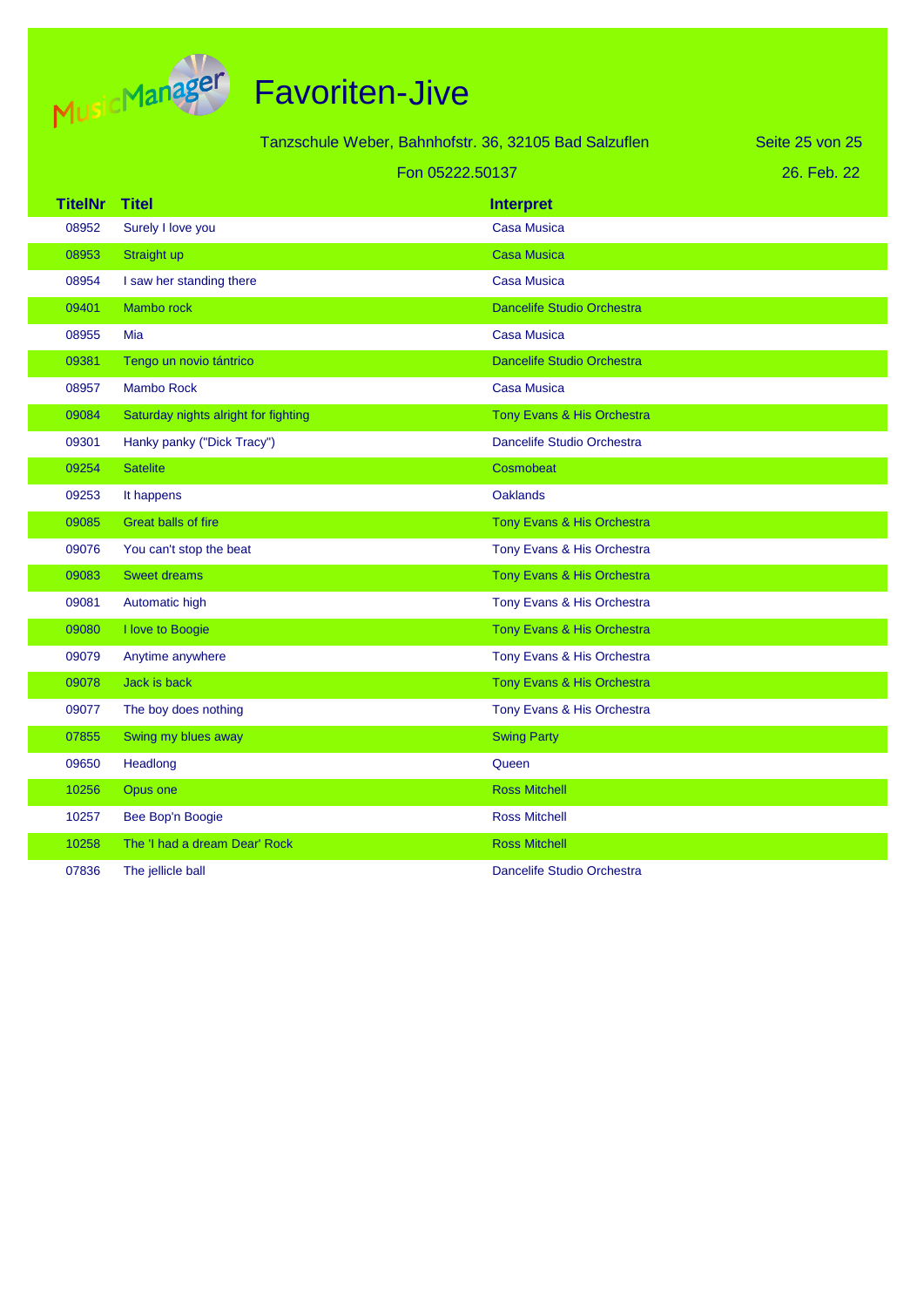# Favoriten-Jive

Tanzschule Weber, Bahnhofstr. 36, 32105 Bad Salzuflen

Fon 05222.50137

26. Feb. 22

| TitelNr | Titel | Interpret |
|---|---|---|
| 08952 | Surely I love you | Casa Musica |
| 08953 | Straight up | Casa Musica |
| 08954 | I saw her standing there | Casa Musica |
| 09401 | Mambo rock | Dancelife Studio Orchestra |
| 08955 | Mia | Casa Musica |
| 09381 | Tengo un novio tántrico | Dancelife Studio Orchestra |
| 08957 | Mambo Rock | Casa Musica |
| 09084 | Saturday nights alright for fighting | Tony Evans & His Orchestra |
| 09301 | Hanky panky ("Dick Tracy") | Dancelife Studio Orchestra |
| 09254 | Satelite | Cosmobeat |
| 09253 | It happens | Oaklands |
| 09085 | Great balls of fire | Tony Evans & His Orchestra |
| 09076 | You can't stop the beat | Tony Evans & His Orchestra |
| 09083 | Sweet dreams | Tony Evans & His Orchestra |
| 09081 | Automatic high | Tony Evans & His Orchestra |
| 09080 | I love to Boogie | Tony Evans & His Orchestra |
| 09079 | Anytime anywhere | Tony Evans & His Orchestra |
| 09078 | Jack is back | Tony Evans & His Orchestra |
| 09077 | The boy does nothing | Tony Evans & His Orchestra |
| 07855 | Swing my blues away | Swing Party |
| 09650 | Headlong | Queen |
| 10256 | Opus one | Ross Mitchell |
| 10257 | Bee Bop'n Boogie | Ross Mitchell |
| 10258 | The 'I had a dream Dear' Rock | Ross Mitchell |
| 07836 | The jellicle ball | Dancelife Studio Orchestra |